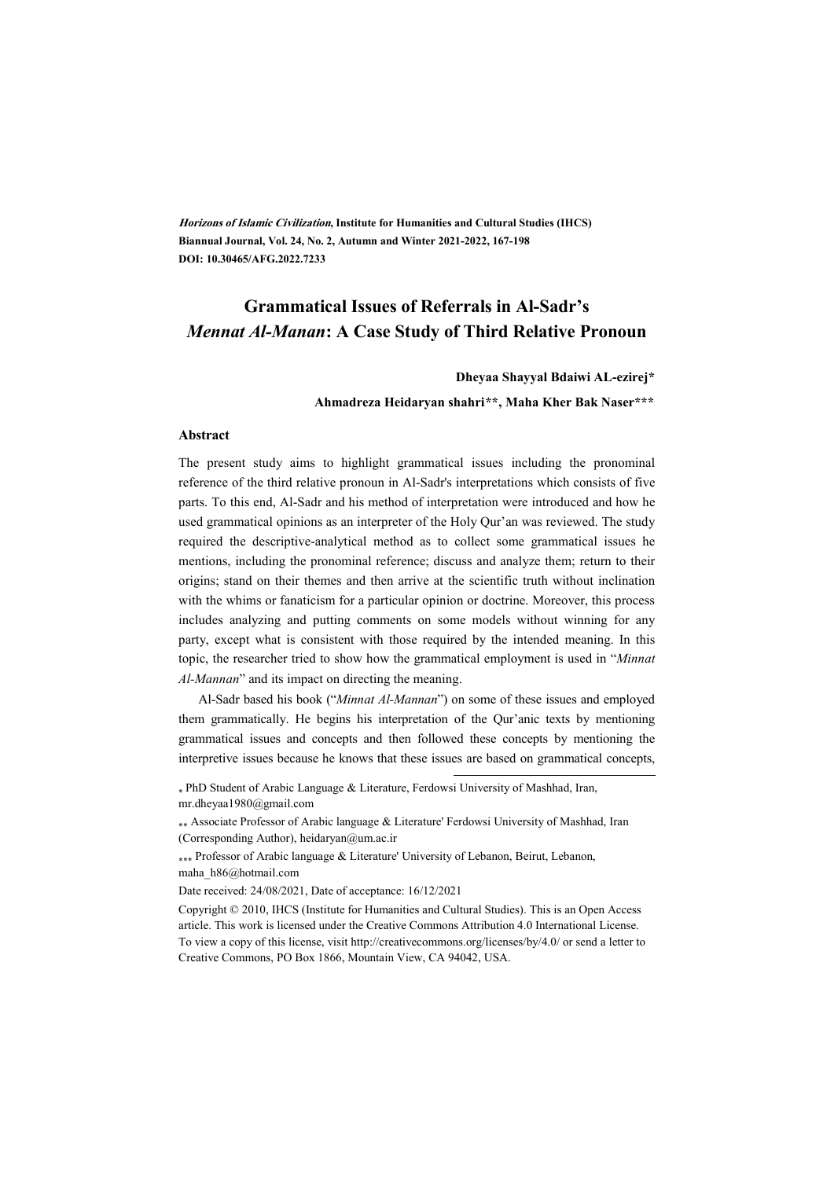*Horizons of Islamic Civilization*, **Institute for Humanities and Cultural Studies (IHCS)**
**Biannual Journal, Vol. 24, No. 2, Autumn and Winter 2021-2022, 167-198**
**DOI: 10.30465/AFG.2022.7233**

# Grammatical Issues of Referrals in Al-Sadr's *Mennat Al-Manan*: A Case Study of Third Relative Pronoun

**Dheyaa Shayyal Bdaiwi AL-ezirej***

**Ahmadreza Heidaryan shahri**, Maha Kher Bak Naser*****

### Abstract

The present study aims to highlight grammatical issues including the pronominal reference of the third relative pronoun in Al-Sadr's interpretations which consists of five parts. To this end, Al-Sadr and his method of interpretation were introduced and how he used grammatical opinions as an interpreter of the Holy Qur'an was reviewed. The study required the descriptive-analytical method as to collect some grammatical issues he mentions, including the pronominal reference; discuss and analyze them; return to their origins; stand on their themes and then arrive at the scientific truth without inclination with the whims or fanaticism for a particular opinion or doctrine. Moreover, this process includes analyzing and putting comments on some models without winning for any party, except what is consistent with those required by the intended meaning. In this topic, the researcher tried to show how the grammatical employment is used in "*Minnat Al-Mannan*" and its impact on directing the meaning.

Al-Sadr based his book ("*Minnat Al-Mannan*") on some of these issues and employed them grammatically. He begins his interpretation of the Qur'anic texts by mentioning grammatical issues and concepts and then followed these concepts by mentioning the interpretive issues because he knows that these issues are based on grammatical concepts,

---

\* PhD Student of Arabic Language & Literature, Ferdowsi University of Mashhad, Iran, mr.dheyaa1980@gmail.com

\*\* Associate Professor of Arabic language & Literature' Ferdowsi University of Mashhad, Iran (Corresponding Author), heidaryan@um.ac.ir

\*\*\* Professor of Arabic language & Literature' University of Lebanon, Beirut, Lebanon, maha_h86@hotmail.com

Date received: 24/08/2021, Date of acceptance: 16/12/2021

Copyright © 2010, IHCS (Institute for Humanities and Cultural Studies). This is an Open Access article. This work is licensed under the Creative Commons Attribution 4.0 International License. To view a copy of this license, visit http://creativecommons.org/licenses/by/4.0/ or send a letter to Creative Commons, PO Box 1866, Mountain View, CA 94042, USA.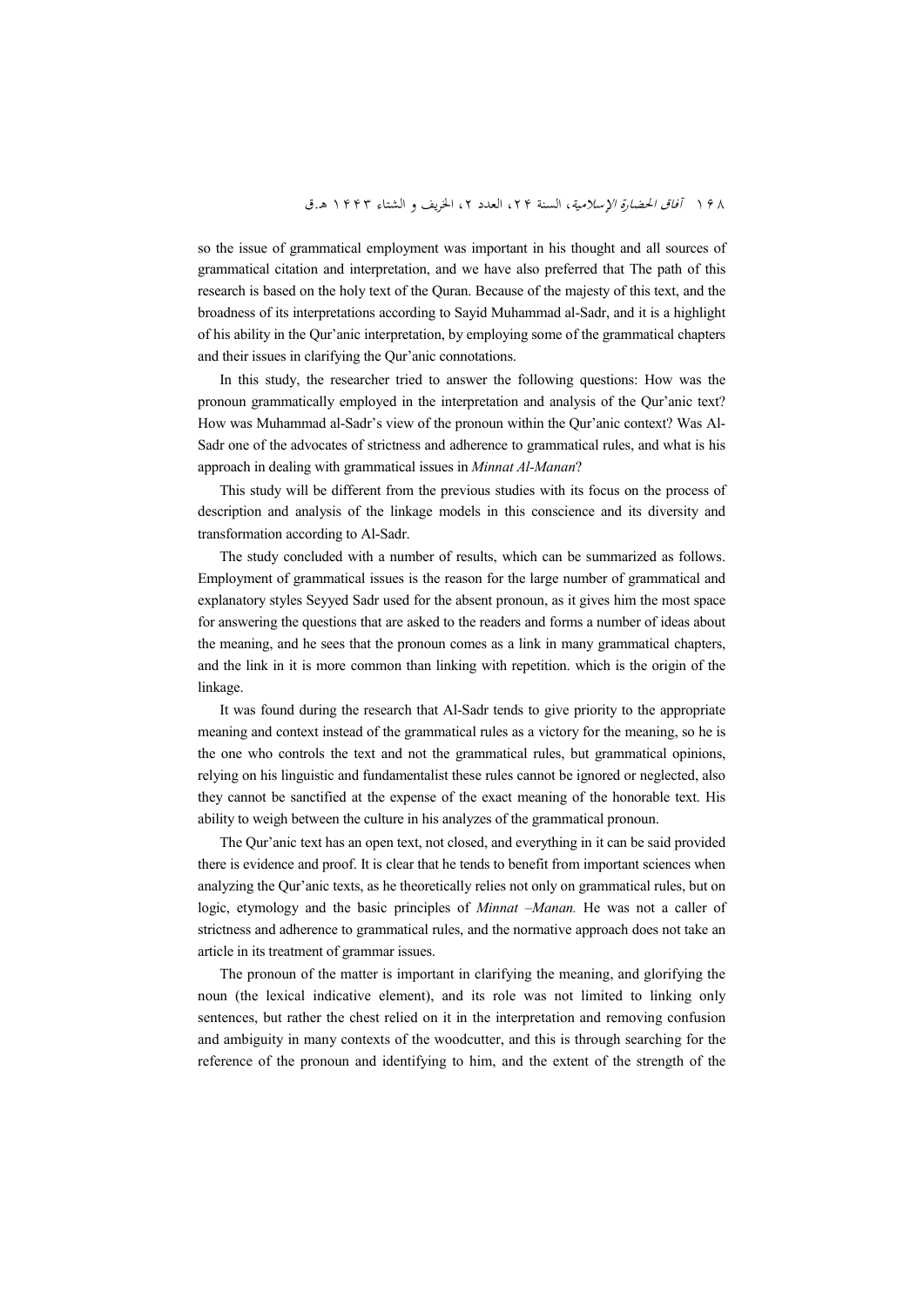so the issue of grammatical employment was important in his thought and all sources of grammatical citation and interpretation, and we have also preferred that The path of this research is based on the holy text of the Quran. Because of the majesty of this text, and the broadness of its interpretations according to Sayid Muhammad al-Sadr, and it is a highlight of his ability in the Qur'anic interpretation, by employing some of the grammatical chapters and their issues in clarifying the Qur'anic connotations.

In this study, the researcher tried to answer the following questions: How was the pronoun grammatically employed in the interpretation and analysis of the Qur'anic text? How was Muhammad al-Sadr's view of the pronoun within the Qur'anic context? Was Al-Sadr one of the advocates of strictness and adherence to grammatical rules, and what is his approach in dealing with grammatical issues in *Minnat Al-Manan*?

This study will be different from the previous studies with its focus on the process of description and analysis of the linkage models in this conscience and its diversity and transformation according to Al-Sadr.

The study concluded with a number of results, which can be summarized as follows. Employment of grammatical issues is the reason for the large number of grammatical and explanatory styles Seyyed Sadr used for the absent pronoun, as it gives him the most space for answering the questions that are asked to the readers and forms a number of ideas about the meaning, and he sees that the pronoun comes as a link in many grammatical chapters, and the link in it is more common than linking with repetition. which is the origin of the linkage.

It was found during the research that Al-Sadr tends to give priority to the appropriate meaning and context instead of the grammatical rules as a victory for the meaning, so he is the one who controls the text and not the grammatical rules, but grammatical opinions, relying on his linguistic and fundamentalist these rules cannot be ignored or neglected, also they cannot be sanctified at the expense of the exact meaning of the honorable text. His ability to weigh between the culture in his analyzes of the grammatical pronoun.

The Qur'anic text has an open text, not closed, and everything in it can be said provided there is evidence and proof. It is clear that he tends to benefit from important sciences when analyzing the Qur'anic texts, as he theoretically relies not only on grammatical rules, but on logic, etymology and the basic principles of *Minnat –Manan.* He was not a caller of strictness and adherence to grammatical rules, and the normative approach does not take an article in its treatment of grammar issues.

The pronoun of the matter is important in clarifying the meaning, and glorifying the noun (the lexical indicative element), and its role was not limited to linking only sentences, but rather the chest relied on it in the interpretation and removing confusion and ambiguity in many contexts of the woodcutter, and this is through searching for the reference of the pronoun and identifying to him, and the extent of the strength of the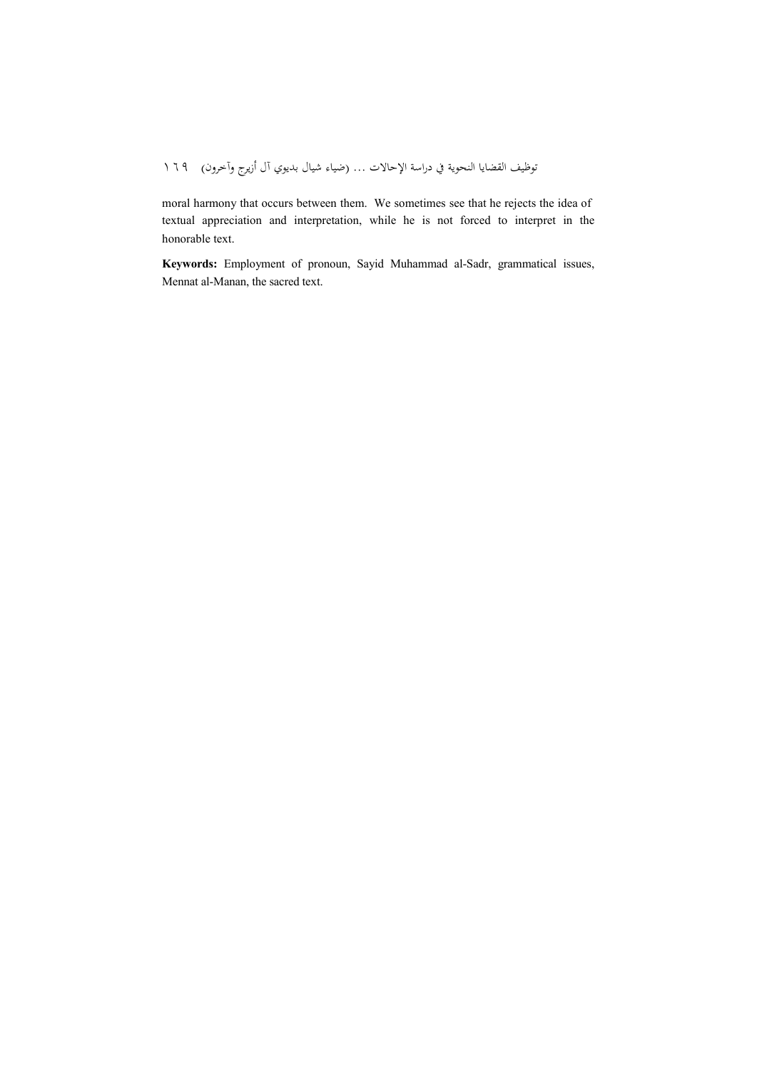moral harmony that occurs between them. We sometimes see that he rejects the idea of textual appreciation and interpretation, while he is not forced to interpret in the honorable text.

**Keywords:** Employment of pronoun, Sayid Muhammad al-Sadr, grammatical issues, Mennat al-Manan, the sacred text.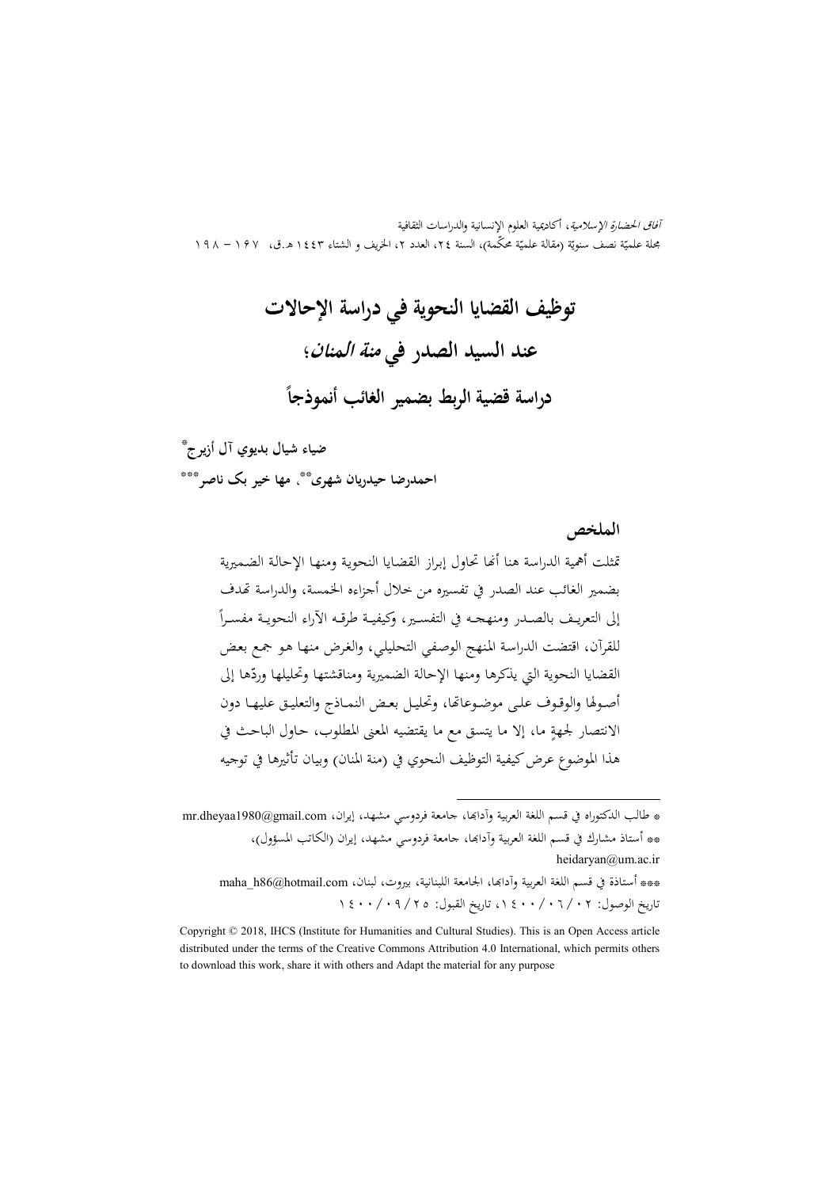# توظيف القضايا النحوية في دراسة الإحالات عند السيد الصدر في *منة المنان*؛ دراسة قضية الربط بضمير الغائب أنموذجاً

**ضياء شيال بديوي آل أزيرج***

**احمدرضا حيدريان شهری**، مها خير بک ناصر*****

## الملخص

تمثلت أهمية الدراسة هنا أنها تحاول إبراز القضايا النحوية ومنها الإحالة الضميرية بضمير الغائب عند الصدر في تفسيره من خلال أجزاءه الخمسة، والدراسة تهدف إلى التعريف بالصدر ومنهجه في التفسير، وكيفية طرقه الآراء النحوية مفسراً للقرآن، اقتضت الدراسة المنهج الوصفي التحليلي، والغرض منها هو جمع بعض القضايا النحوية التي يذكرها ومنها الإحالة الضميرية ومناقشتها وتحليلها وردّها إلى أصولها والوقوف على موضوعاتها، وتحليل بعض النماذج والتعليق عليها دون الانتصار لجهةٍ ما، إلا ما يتسق مع ما يقتضيه المعنى المطلوب، حاول الباحث في هذا الموضوع عرض كيفية التوظيف النحوي في (منة المنان) وبيان تأثيرها في توجيه

---

* طالب الدكتوراه في قسم اللغة العربية وآدابها، جامعة فردوسي مشهد، إيران، mr.dheyaa1980@gmail.com

** أستاذ مشارك في قسم اللغة العربية وآدابها، جامعة فردوسي مشهد، إيران (الكاتب المسؤول)، heidaryan@um.ac.ir

*** أستاذة في قسم اللغة العربية وآدابها، الجامعة اللبنانية، بيروت، لبنان، maha_h86@hotmail.com

تاريخ الوصول: ١٤٠٠/٠٦/٠٢، تاريخ القبول: ١٤٠٠/٠٩/٢٥

Copyright © 2018, IHCS (Institute for Humanities and Cultural Studies). This is an Open Access article distributed under the terms of the Creative Commons Attribution 4.0 International, which permits others to download this work, share it with others and Adapt the material for any purpose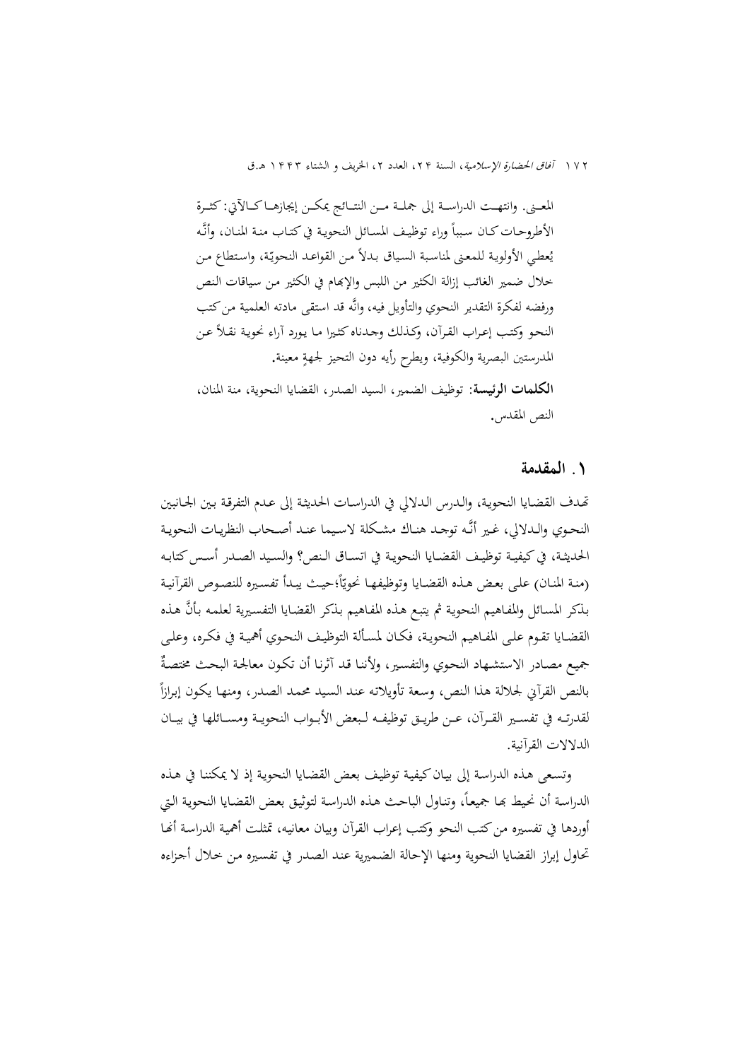المعنى. وانتهت الدراسة إلى جملة من النتائج يمكن إيجازها كالآتي: كثرة الأطروحات كان سبباً وراء توظيف المسائل النحوية في كتاب منة المنان، وأنَّه يُعطي الأولوية للمعنى لمناسبة السياق بدلاً من القواعد النحويّة، واستطاع من خلال ضمير الغائب إزالة الكثير من اللبس والإبهام في الكثير من سياقات النص ورفضه لفكرة التقدير النحوي والتأويل فيه، وانَّه قد استقى مادته العلمية من كتب النحو وكتب إعراب القرآن، وكذلك وجدناه كثيرا ما يورد آراء نحوية نقلاً عن المدرستين البصرية والكوفية، ويطرح رأيه دون التحيز لجهةٍ معينة.

**الكلمات الرئيسة**: توظيف الضمير، السيد الصدر، القضايا النحوية، منة المنان، النص المقدس.

## ١. المقدمة

تهدف القضايا النحوية، والدرس الدلالي في الدراسات الحديثة إلى عدم التفرقة بين الجانبين النحوي والدلالي، غير أنَّه توجد هناك مشكلة لاسيما عند أصحاب النظريات النحوية الحديثة، في كيفية توظيف القضايا النحوية في اتساق النص؟ والسيد الصدر أسس كتابه (منة المنان) على بعض هذه القضايا وتوظيفها نحويّاً؛حيث يبدأ تفسيره للنصوص القرآنية بذكر المسائل والمفاهيم النحوية ثم يتبع هذه المفاهيم بذكر القضايا التفسيرية لعلمه بأنَّ هذه القضايا تقوم على المفاهيم النحوية، فكان لمسألة التوظيف النحوي أهمية في فكره، وعلى جميع مصادر الاستشهاد النحوي والتفسير، ولأننا قد آثرنا أن تكون معالجة البحث مختصةً بالنص القرآني لجلالة هذا النص، وسعة تأويلاته عند السيد محمد الصدر، ومنها يكون إبرازاً لقدرته في تفسير القرآن، عن طريق توظيفه لبعض الأبواب النحوية ومسائلها في بيان الدلالات القرآنية.

وتسعى هذه الدراسة إلى بيان كيفية توظيف بعض القضايا النحوية إذ لا يمكننا في هذه الدراسة أن نحيط بها جميعاً، وتناول الباحث هذه الدراسة لتوثيق بعض القضايا النحوية التي أوردها في تفسيره من كتب النحو وكتب إعراب القرآن وبيان معانيه، تمثلت أهمية الدراسة أنها تحاول إبراز القضايا النحوية ومنها الإحالة الضميرية عند الصدر في تفسيره من خلال أجزاءه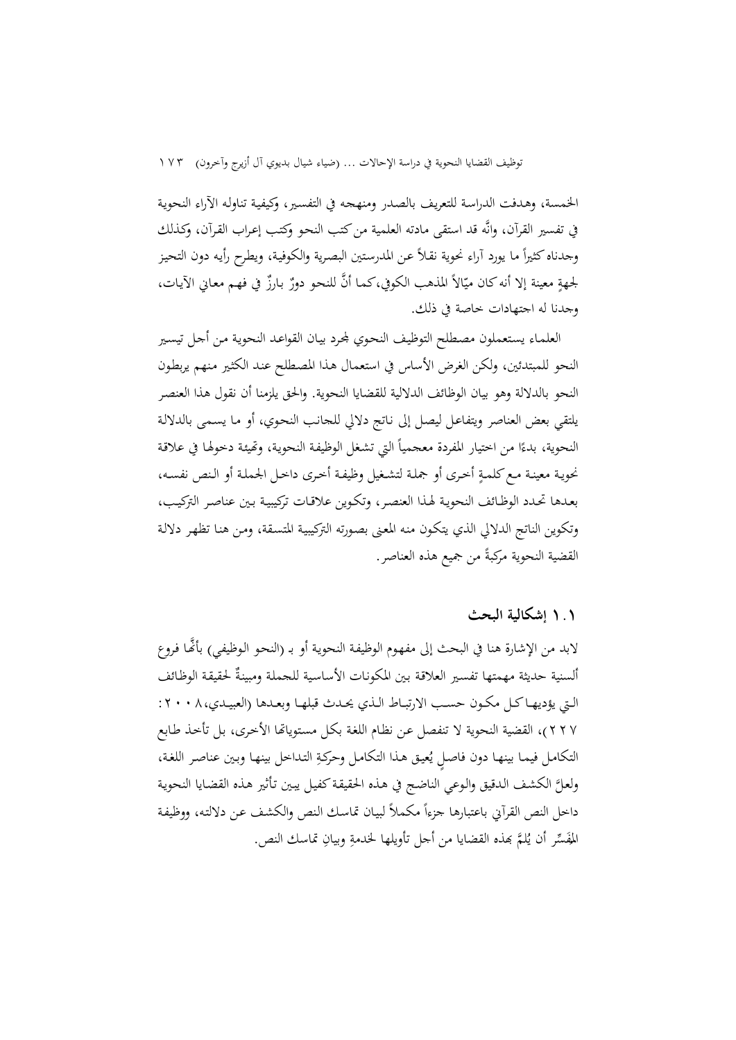الخمسة، وهدفت الدراسة للتعريف بالصدر ومنهجه في التفسير، وكيفية تناوله الآراء النحوية في تفسير القرآن، وانَّه قد استقى مادته العلمية من كتب النحو وكتب إعراب القرآن، وكذلك وجدناه كثيراً ما يورد آراء نحوية نقلاً عن المدرستين البصرية والكوفية، ويطرح رأيه دون التحيز لجهةٍ معينة إلا أنه كان ميّالاً المذهب الكوفي، كما أنَّ للنحو دورٌ بارزٌ في فهم معاني الآيات، وجدنا له اجتهادات خاصة في ذلك.

العلماء يستعملون مصطلح التوظيف النحوي لمجرد بيان القواعد النحوية من أجل تيسير النحو للمبتدئين، ولكن الغرض الأساس في استعمال هذا المصطلح عند الكثير منهم يربطون النحو بالدلالة وهو بيان الوظائف الدلالية للقضايا النحوية. والحق يلزمنا أن نقول هذا العنصر يلتقي بعض العناصر ويتفاعل ليصل إلى ناتج دلالي للجانب النحوي، أو ما يسمى بالدلالة النحوية، بدءًا من اختيار المفردة معجمياً التي تشغل الوظيفة النحوية، وتهيئة دخولها في علاقة نحوية معينة مع كلمةٍ أخرى أو جملة لتشغيل وظيفة أخرى داخل الجملة أو النص نفسه، بعدها تحدد الوظائف النحوية لهذا العنصر، وتكوين علاقات تركيبية بين عناصر التركيب، وتكوين الناتج الدلالي الذي يتكون منه المعنى بصورته التركيبية المتسقة، ومن هنا تظهر دلالة القضية النحوية مركبةً من جميع هذه العناصر.

## ١.١ إشكالية البحث

لابد من الإشارة هنا في البحث إلى مفهوم الوظيفة النحوية أو بـ (النحو الوظيفي) بأنَّها فروع ألسنية حديثة مهمتها تفسير العلاقة بين المكونات الأساسية للجملة ومبينةٌ لحقيقة الوظائف التي يؤديها كل مكون حسب الارتباط الذي يحدث قبلها وبعدها (العبيدي، ٢٠٠٨: ٢٢٧)، القضية النحوية لا تنفصل عن نظام اللغة بكل مستوياتها الأخرى، بل تأخذ طابع التكامل فيما بينها دون فاصلٍ يُعيق هذا التكامل وحركةِ التداخل بينها وبين عناصر اللغة، ولعلَّ الكشف الدقيق والوعي الناضج في هذه الحقيقة كفيل يبين تأثير هذه القضايا النحوية داخل النص القرآني باعتبارها جزءاً مكملاً لبيان تماسك النص والكشف عن دلالته، ووظيفة المفَسِّر أن يُلمَّ بهذه القضايا من أجل تأويلها لخدمةِ وبيانِ تماسك النص.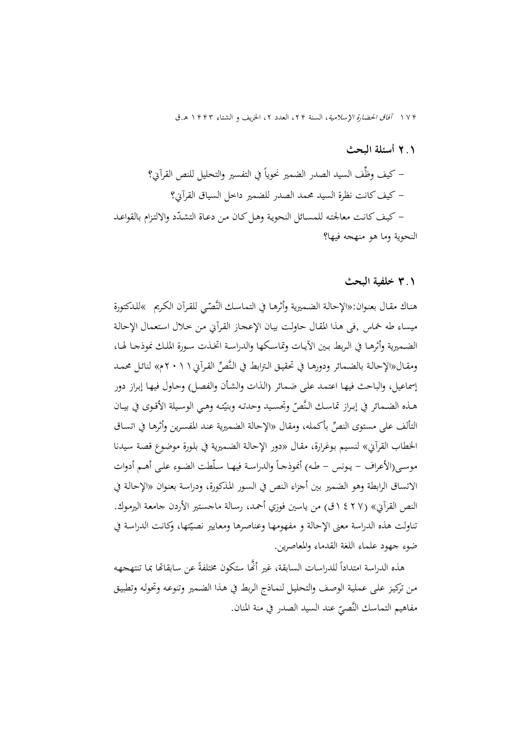## ٢.١ أسئلة البحث

- كيف وظّف السيد الصدر الضمير نحوياً في التفسير والتّحليل للنص القرآني؟
- كيف كانت نظرة السيد محمد الصدر للضمير داخل السياق القرآني؟
- كيف كانت معالجته للمسائل النحوية وهل كان من دعاة التشدّد والالتزام بالقواعد النحوية وما هو منهجه فيها؟

## ٣.١ خلفية البحث

هناك مقال بعنوان:«الإحالة الضميرية وأثرها في التماسك النَّصّي للقرآن الكريم »للدكتورة ميساء طه خماس ,فی هذا المقال حاولت بيان الإعجاز القرآني من خلال استعمال الإحالة الضميرية وأثرها في الربط بين الآيات وتماسكها والدراسة اتخذت سورة الملك نموذجا لها، ومقال«الإحالة بالضمائر ودورها في تحقيق الترابط في النَّصِّ القرآني٢٠١١م» لنائل محمد إسماعيل، والباحث فيها اعتمد على ضمائر (الذات والشأن والفصل) وحاول فيها إبراز دور هذه الضمائر في إبراز تماسك النَّصّ وتجسيد وحدته وبنيّته وهي الوسيلة الأقوى في بيان التألف على مستوى النصِّ بأكمله، ومقال «الإحالة الضميرية عند المفسرين وأثرها في اتساق الخطاب القرآني» لنسيم بوغرارة، مقال «دور الإحالة الضميرية في بلورة موضوع قصة سيدنا موسى(الأعراف – يونس – طه) أنموذجاً والدراسة فيها سلّطت الضوء على أهم أدوات الاتساق الرابطة وهو الضمير بين أجزاء النص في السور المذكورة، ودراسة بعنوان «الإحالة في النص القرآني» (١٤٢٧ق) من ياسين فوزي أحمد، رسالة ماجستير الأردن جامعة اليرموك. تناولت هذه الدراسة معنى الإحالة و مفهومها وعناصرها ومعايير نصيّتها، وكانت الدراسة في ضوء جهود علماء اللغة القدماء والمعاصرين.

هذه الدراسة امتداداً للدراسات السابقة، غير أنَّها ستكون مختلفةً عن سابقاتها بما تنتهجه من تركيز على عملية الوصف والتحليل لنماذج الربط في هذا الضمير وتنوعه وتحوله وتطبيق مفاهيم التماسك النَّصيّ عند السيد الصدر في منة المنان.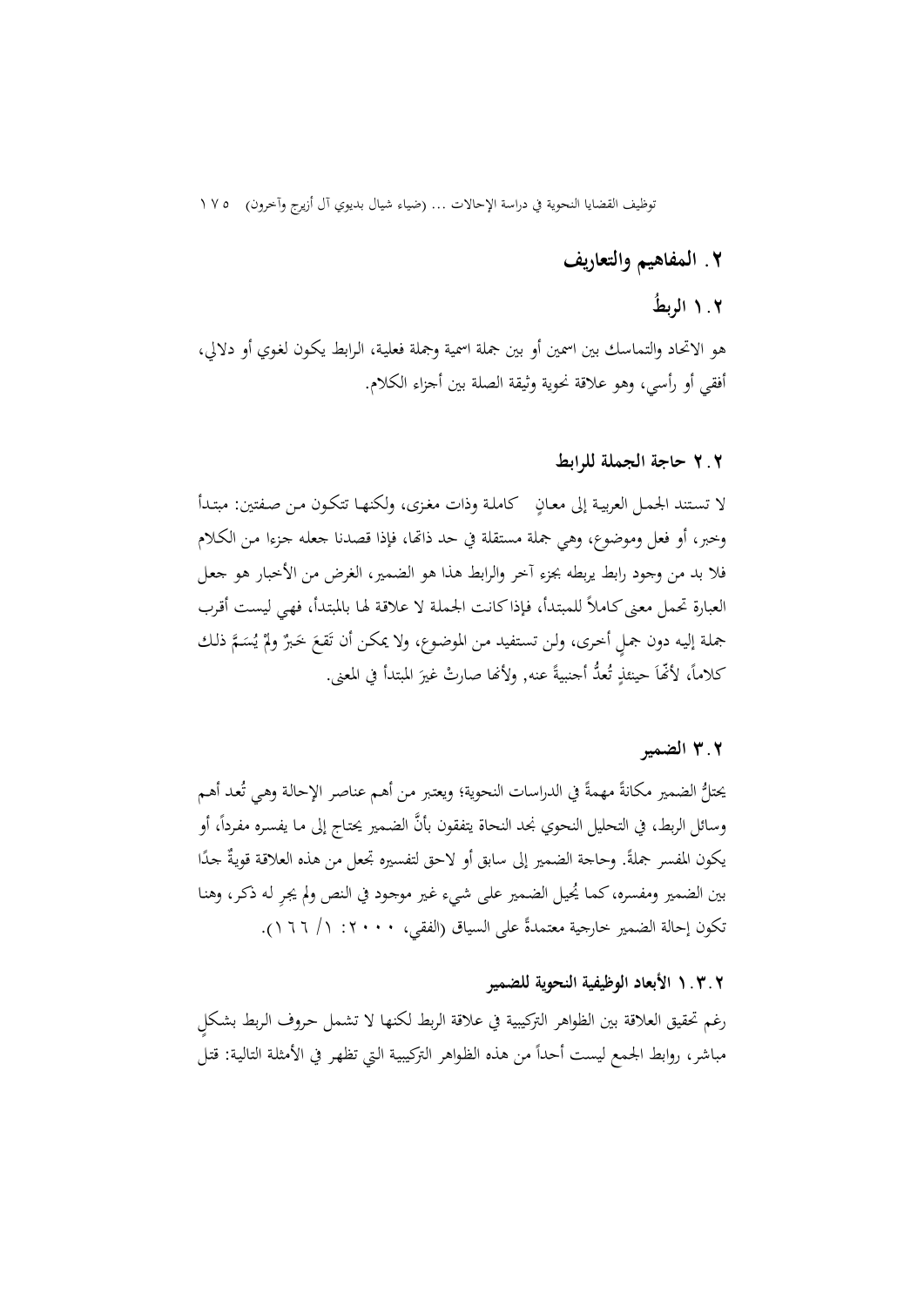## ٢. المفاهيم والتعاريف

### ١.٢ الربطُ

هو الاتحاد والتماسك بين اسمين أو بين جملة اسمية وجملة فعلية، الرابط يكون لغوي أو دلالي، أفقي أو رأسي، وهو علاقة نحوية وثيقة الصلة بين أجزاء الكلام.

### ٢.٢ حاجة الجملة للرابط

لا تستند الجمل العربية إلى معانٍ كاملة وذات مغزى، ولكنها تتكون من صفتين: مبتدأ وخبر، أو فعل وموضوع، وهي جملة مستقلة في حد ذاتها، فإذا قصدنا جعله جزءا من الكلام فلا بد من وجود رابط يربطه بجزء آخر والرابط هذا هو الضمير، الغرض من الأخبار هو جعل العبارة تحمل معنى كاملاً للمبتدأ، فإذا كانت الجملة لا علاقة لها بالمبتدأ، فهي ليست أقرب جملة إليه دون جملٍ أخرى، ولن تستفيد من الموضوع، ولا يمكن أن تَقعَ خَبرٌ ولمْ يُسَمَّ ذلك كلاماً، لأنَّهَا حينئذٍ تُعدُّ أجنبيةً عنه, ولأنها صارتْ غيرَ المبتدأ في المعنى.

### ٣.٢ الضمير

يحتلُّ الضمير مكانةً مهمةً في الدراسات النحوية؛ ويعتبر من أهم عناصر الإحالة وهي تُعد أهم وسائل الربط، في التحليل النحوي نجد النحاة يتفقون بأنَّ الضمير يحتاج إلى ما يفسره مفرداً، أو يكون المفسر جملةً. وحاجة الضمير إلى سابق أو لاحق لتفسيره تجعل من هذه العلاقة قويةٌ جدًا بين الضمير ومفسره، كما يُحيل الضمير على شيء غير موجود في النص ولم يجرِ له ذكر، وهنا تكون إحالة الضمير خارجية معتمدةً على السياق (الفقي، ٢٠٠٠: ١/ ١٦٦).

#### ١.٣.٢ الأبعاد الوظيفية النحوية للضمير

رغم تحقيق العلاقة بين الظواهر التركيبية في علاقة الربط لكنها لا تشمل حروف الربط بشكلٍ مباشر، روابط الجمع ليست أحداً من هذه الظواهر التركيبية التي تظهر في الأمثلة التالية: قتل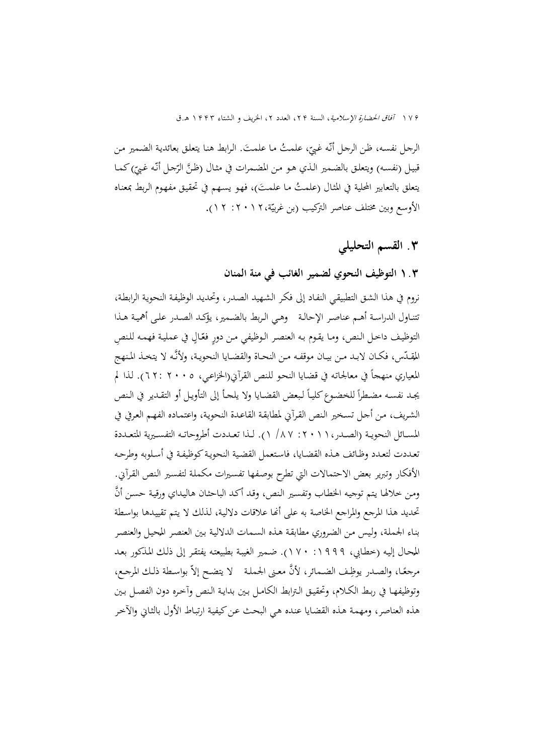الرجل نفسه، ظن الرجل أنّه غبيّ، علمتُ ما علمتَ. الرابط هنا يتعلق بعائدية الضمير من قبيل (نفسه) ويتعلق بالضمير الذي هو من المضمرات في مثال (ظنَّ الرّجل أنّه غبيّ) كما يتعلق بالتعابير المحلية في المثال (علمتُ ما علمتَ)، فهو يسهم في تحقيق مفهوم الربط بمعناه الأوسع وبين مختلف عناصر التركيب (بن غربيّة،٢٠١٢: ١٢).

## ٣. القسم التحليلي

### ١.٣ التوظيف النحوي لضمير الغائب في منة المنان

نروم في هذا الشق التطبيقي النفاد إلى فكر الشهيد الصدر، وتحديد الوظيفة النحوية الرابطة، تتناول الدراسة أهم عناصر الإحالة وهي الربط بالضمير، يؤكد الصدر على أهمية هذا التوظيف داخل النص، وما يقوم به العنصر الوظيفي من دورٍ فعّالٍ في عملية فهمه للنصِ المقدّس، فكان لابد من بيان موقفه من النحاة والقضايا النحوية، ولأنَّه لا يتخذ المنهج المعياري منهجاً في معالجاته في قضايا النحو للنص القرآني(الخزاعي، ٢٠٠٥ :٦٢). لذا لم يجد نفسه مضطراً للخضوع كلياً لبعض القضايا ولا يلجأ إلى التأويل أو التقدير في النص الشريف، من أجل تسخير النص القرآني لمطابقة القاعدة النحوية، واعتماده الفهم العرفي في المسائل النحوية (الصدر،٢٠١١: ٨٧/ ١). لذا تعددت أطروحاته التفسيرية المتعددة تعددت لتعدد وظائف هذه القضايا، فاستعمل القضية النحوية كوظيفة في أسلوبه وطرحه الأفكار وتبرير بعض الاحتمالات التي تطرح بوصفها تفسيرات مكملة لتفسير النص القرآني. ومن خلالها يتم توجيه الخطاب وتفسير النص، وقد أكد الباحثان هاليداي ورقية حسن أنَّ تحديد هذا المرجع والمراجع الخاصة به على أنها علاقات دلالية، لذلك لا يتم تقييدها بواسطة بناء الجملة، وليس من الضروري مطابقة هذه السمات الدلالية بين العنصر المحيل والعنصر المحال إليه (خطابي، ١٩٩٩: ١٧٠). ضمير الغيبة بطبيعته يفتقر إلى ذلك المذكور بعد مرجعًا، والصدر يوظِف الضمائر، لأنَّ معنى الجملة لا يتضح إلاّ بواسطة ذلك المرجع، وتوظيفها في ربط الكلام، وتحقيق الترابط الكامل بين بداية النص وآخره دون الفصل بين هذه العناصر، ومهمة هذه القضايا عنده هي البحث عن كيفية ارتباط الأول بالثاني والآخر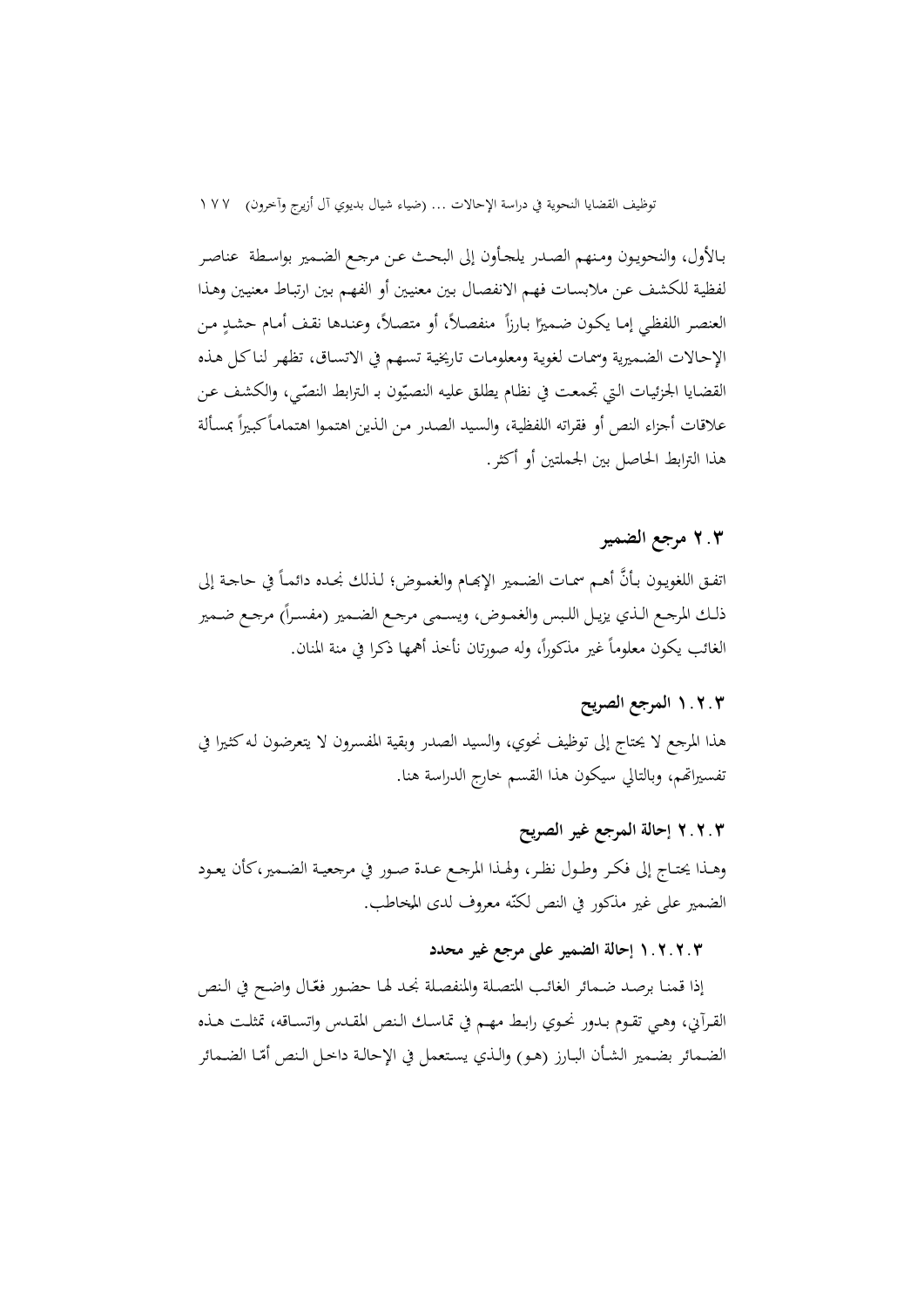بالأول، والنحويون ومنهم الصدر يلجأون إلى البحث عن مرجع الضمير بواسطة عناصر لفظية للكشف عن ملابسات فهم الانفصال بين معنيين أو الفهم بين ارتباط معنيين وهذا العنصر اللفظي إما يكون ضميرًا بارزاً منفصلاً، أو متصلاً، وعندها نقف أمام حشدٍ من الإحالات الضميرية وسمات لغوية ومعلومات تاريخية تسهم في الاتساق، تظهر لنا كل هذه القضايا الجزئيات التي تجمعت في نظام يطلق عليه النصيّون بـ الترابط النصّي، والكشف عن علاقات أجزاء النص أو فقراته اللفظية، والسيد الصدر من الذين اهتموا اهتماماً كبيراً بمسألة هذا الترابط الحاصل بين الجملتين أو أكثر.

## ٢.٣ مرجع الضمير

اتفق اللغويون بأنَّ أهم سمات الضمير الإبهام والغموض؛ لذلك نجده دائماً في حاجة إلى ذلك المرجع الذي يزيل اللبس والغموض، ويسمى مرجع الضمير (مفسراً) مرجع ضمير الغائب يكون معلوماً غير مذكوراً، وله صورتان نأخذ أهمها ذكرا في منة المنان.

### ١.٢.٣ المرجع الصريح

هذا المرجع لا يحتاج إلى توظيف نحوي، والسيد الصدر وبقية المفسرون لا يتعرضون له كثيرا في تفسيراتهم، وبالتالي سيكون هذا القسم خارج الدراسة هنا.

### ٢.٢.٣ إحالة المرجع غير الصريح

وهذا يحتاج إلى فكر وطول نظر، ولهذا المرجع عدة صور في مرجعية الضمير، كأن يعود الضمير على غير مذكور في النص لكنّه معروف لدى المخاطب.

#### ١.٢.٢.٣ إحالة الضمير على مرجع غير محدد

إذا قمنا برصد ضمائر الغائب المتصلة والمنفصلة نجد لها حضور فعّال واضح في النص القرآني، وهي تقوم بدور نحوي رابط مهم في تماسك النص المقدس واتساقه، تمثلت هذه الضمائر بضمير الشأن البارز (هو) والذي يستعمل في الإحالة داخل النص أمّا الضمائر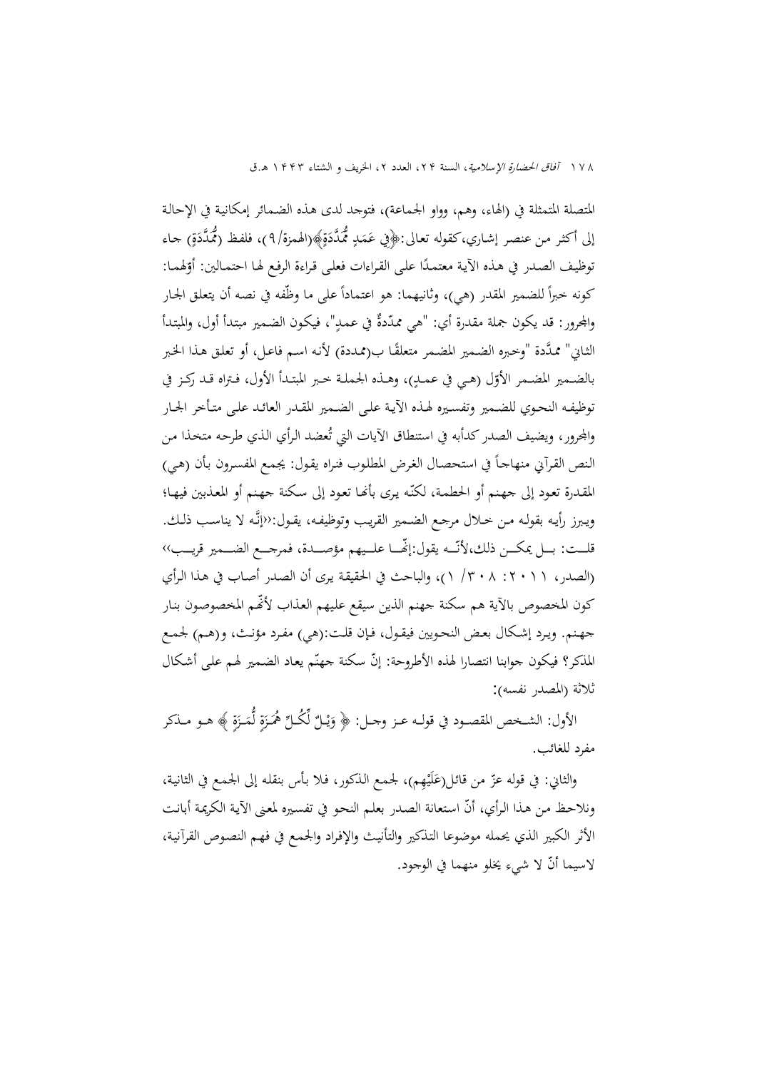المتصلة المتمثلة في (الهاء، وهم، وواو الجماعة)، فتوجد لدى هذه الضمائر إمكانية في الإحالة إلى أكثر من عنصر إشاري،كقوله تعالى:﴿فِي عَمَدٍ مُّمَدَّدَةٍ﴾(الهمزة/٩)، فلفظ (مُّمَدَّدَةٍ) جاء توظيف الصدر في هذه الآية معتمدًا على القراءات فعلى قراءة الرفع لها احتمالين: أوّلهما: كونه خبراً للضمير المقدر (هي)، وثانيهما: هو اعتماداً على ما وظّفه في نصه أن يتعلق الجار والمجرور: قد يكون جملة مقدرة أي: "هي ممّدةٌ في عمدٍ"، فيكون الضمير مبتدأ أول، والمبتدأ الثاني" ممَّدة "وخبره الضمير المضمر متعلقًا ب(ممددة) لأنه اسم فاعل، أو تعلق هذا الخبر بالضمير المضمر الأوّل (هي في عمدٍ)، وهذه الجملة خبر المبتدأ الأول، فتراه قد ركز في توظيفه النحوي للضمير وتفسيره لهذه الآية على الضمير المقدر العائد على متأخر الجار والمجرور، ويضيف الصدر كدأبه في استنطاق الآيات التي تُعضد الرأي الذي طرحه متخذا من النص القرآني منهاجاً في استحصال الغرض المطلوب فنراه يقول: يجمع المفسرون بأن (هي) المقدرة تعود إلى جهنم أو الحطمة، لكنّه يرى بأنها تعود إلى سكنة جهنم أو المعذبين فيها؛ ويبرز رأيه بقوله من خلال مرجع الضمير القريب وتوظيفه، يقول:«إنَّه لا يناسب ذلك. قلت: بل يمكن ذلك،لأنّه يقول:إنّها عليهم مؤصدة، فمرجع الضمير قريب» (الصدر، ٢٠١١: ٣٠٨/ ١)، والباحث في الحقيقة يرى أن الصدر أصاب في هذا الرأي كون المخصوص بالآية هم سكنة جهنم الذين سيقع عليهم العذاب لأنّهم المخصوصون بنار جهنم. ويرد إشكال بعض النحويين فيقول، فإن قلت:(هي) مفرد مؤنث، و(هم) لجمع المذكر؟ فيكون جوابنا انتصارا لهذه الأطروحة: إنّ سكنة جهنّم يعاد الضمير لهم على أشكال ثلاثة (المصدر نفسه):

الأول: الشخص المقصود في قوله عز وجل: ﴿ وَيْلٌ لِّكُلِّ هُمَزَةٍ لُّمَزَةٍ ﴾ هو مذكر مفرد للغائب.

والثاني: في قوله عزّ من قائل(عَلَيْهِم)، لجمع الذكور، فلا بأس بنقله إلى الجمع في الثانية، ونلاحظ من هذا الرأي، أنّ استعانة الصدر بعلم النحو في تفسيره لمعنى الآية الكريمة أبانت الأثر الكبير الذي يحمله موضوعا التذكير والتأنيث والإفراد والجمع في فهم النصوص القرآنية، لاسيما أنّ لا شيء يخلو منهما في الوجود.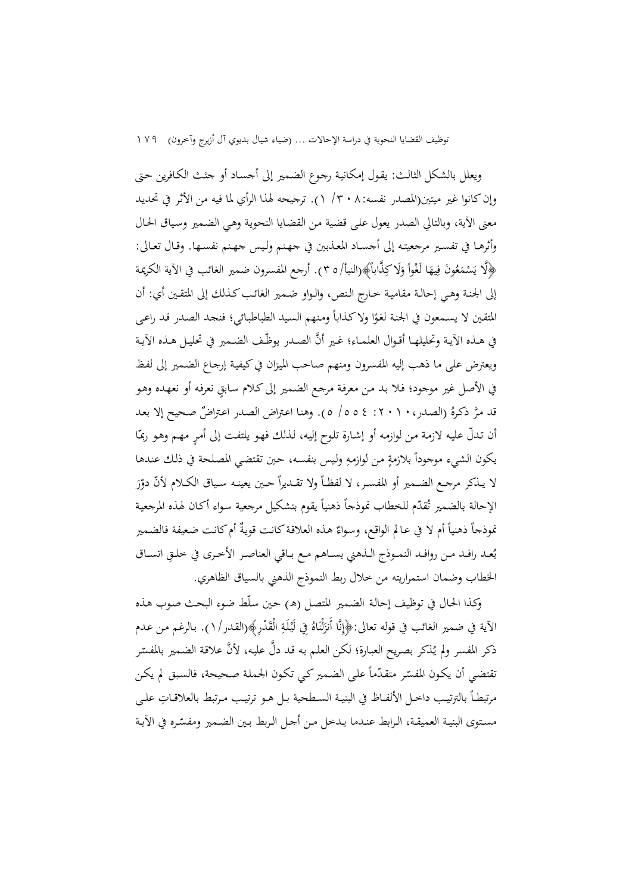ويعلل بالشكل الثالث: يقول إمكانية رجوع الضمير إلى أجساد أو جثث الكافرين حتى وإن كانوا غير ميتين(المصدر نفسه: ٣٠٨/ ١). ترجيحه لهذا الرأي لما فيه من الأثر في تحديد معنى الآية، وبالتالي الصدر يعول على قضية من القضايا النحوية وهي الضمير وسياق الحال وأثرها في تفسير مرجعيته إلى أجساد المعذبين في جهنم وليس جهنم نفسها. وقال تعالى: ﴿لَّا يَسْمَعُونَ فِيهَا لَغْواً وَلَا كِذَّاباً﴾(النبأ/ ٣٥). أرجع المفسرون ضمير الغائب في الآية الكريمة إلى الجنة وهي إحالة مقامية خارج النص، والواو ضمير الغائب كذلك إلى المتقين أي: أن المتقين لا يسمعون في الجنة لغوًا ولا كذاباً ومنهم السيد الطباطبائي؛ فنجد الصدر قد راعى في هذه الآية وتحليلها أقوال العلماء؛ غير أنَّ الصدر يوظّف الضمير في تحليل هذه الآية ويعترض على ما ذهب إليه المفسرون ومنهم صاحب الميزان في كيفية إرجاع الضمير إلى لفظ في الأصل غير موجود؛ فلا بد من معرفة مرجع الضمير إلى كلام سابقٍ نعرفه أو نعهده وهو قد مرَّ ذكرهُ (الصدر، ٢٠١٠: ٤٥٥/ ٥). وهنا اعتراض الصدر اعتراضٌ صحيح إلا بعد أن تدلّ عليه لازمة من لوازمه أو إشارة تلوح إليه، لذلك فهو يلتفت إلى أمرٍ مهم وهو ربّما يكون الشيء موجوداً بلازمةٍ من لوازمهِ وليس بنفسه، حين تقتضي المصلحة في ذلك عندها لا يذكر مرجع الضمير أو المفسر، لا لفظاً ولا تقديراً حين يعينه سياق الكلام لأنّ دوْرَ الإحالة بالضمير تُقدّم للخطاب نموذجاً ذهنياً يقوم بتشكيل مرجعية سواء أكان لهذه المرجعية نموذجاً ذهنياً أم لا في عالم الواقع، وسواءٌ هذه العلاقة كانت قوية أم كانت ضعيفة فالضمير يُعد رافد من روافد النموذج الذهني يساهم مع باقي العناصر الأخرى في خلقِ اتساق الخطاب وضمان استمراريته من خلال ربط النموذج الذهني بالسياق الظاهري.

وكذا الحال في توظيف إحالة الضمير المتصل (هـ) حين سلّط ضوء البحث صوب هذه الآية في ضمير الغائب في قوله تعالى: ﴿إِنَّا أَنزَلْنَاهُ فِي لَيْلَةِ الْقَدْرِ﴾(القدر/ ١). بالرغم من عدم ذكر المفسر ولم يُذكر بصريح العبارة؛ لكن العلم به قد دلَّ عليه، لأنَّ علاقة الضمير بالمفسّر تقتضي أن يكون المفسّر متقدّماً على الضمير كي تكون الجملة صحيحة، فالسبق لم يكن مرتبطاً بالترتيب داخل الألفاظ في البنية السطحية بل هو ترتيب مرتبط بالعلاقاتِ على مستوى البنية العميقة، الرابط عندما يدخل من أجل الربط بين الضمير ومفسّره في الآية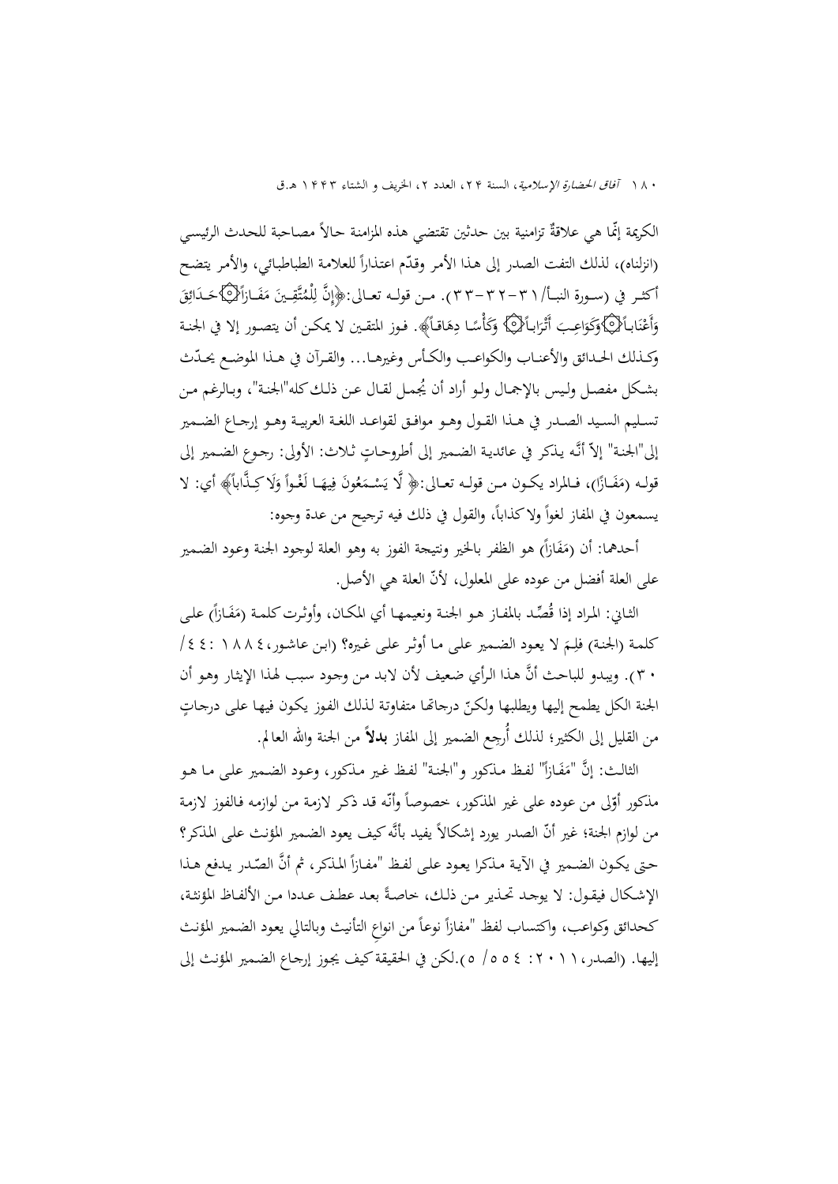الكريمة إنّما هي علاقةٌ تزامنية بين حدثين تقتضي هذه المزامنة حالاً مصاحبة للحدث الرئيسي (انزلناه)، لذلك التفت الصدر إلى هذا الأمر وقدّم اعتذاراً للعلامة الطباطبائي، والأمر يتضح أكثر في (سورة النبأ/ ٣١-٣٢-٣٣). من قوله تعالى:﴿إِنَّ لِلْمُتَّقِينَ مَفَازاً۞حَدَائِقَ وَأَعْنَاباً۞وَكَوَاعِبَ أَتْرَاباً۞ وَكَأْسًا دِهَاقاً﴾. فوز المتقين لا يمكن أن يتصور إلا في الجنة وكذلك الحدائق والأعناب والكواعب والكأس وغيرها... والقرآن في هذا الموضع يحدّث بشكل مفصل وليس بالإجمال ولو أراد أن يُجمل لقال عن ذلك كله"الجنة"، وبالرغم من تسليم السيد الصدر في هذا القول وهو موافق لقواعد اللغة العربية وهو إرجاع الضمير إلى"الجنة" إلاّ أنَّه يذكر في عائدية الضمير إلى أطروحاتٍ ثلاث: الأولى: رجوع الضمير إلى قوله (مَفَازًا)، فالمراد يكون من قوله تعالى:﴿ لَّا يَسْمَعُونَ فِيهَا لَغْواً وَلَا كِذَّاباً﴾ أي: لا يسمعون في المفاز لغواً ولا كذاباً، والقول في ذلك فيه ترجيح من عدة وجوه:

أحدهما: أن (مَفَازاً) هو الظفر بالخير ونتيجة الفوز به وهو العلة لوجود الجنة وعود الضمير على العلة أفضل من عوده على المعلول، لأنّ العلة هي الأصل.

الثاني: المراد إذا قُصِّد بالمفاز هو الجنة ونعيمها أي المكان، وأوثرت كلمة (مَفَازاً) على كلمة (الجنة) فلِمَ لا يعود الضمير على ما أوثر على غيره؟ (ابن عاشور، ١٨٨٤ : ٤٤/ ٣٠). ويبدو للباحث أنَّ هذا الرأي ضعيف لأن لابد من وجود سبب لهذا الإيثار وهو أن الجنة الكل يطمح إليها ويطلبها ولكنّ درجاتها متفاوتة لذلك الفوز يكون فيها على درجاتٍ من القليل إلى الكثير؛ لذلك أُرجِع الضمير إلى المفاز **بدلاً** من الجنة والله العالم.

الثالث: إنَّ "مَفَازاً" لفظ مذكور و"الجنة" لفظ غير مذكور، وعود الضمير على ما هو مذكور أوّلى من عوده على غير المذكور، خصوصاً وأنّه قد ذكر لازمة من لوازمه فالفوز لازمة من لوازم الجنة؛ غير أنّ الصدر يورد إشكالاً يفيد بأنَّه كيف يعود الضمير المؤنث على المذكر؟ حتى يكون الضمير في الآية مذكرا يعود على لفظ "مفازاً المذكر، ثم أنَّ الصّدر يدفع هذا الإشكال فيقول: لا يوجد تحذير من ذلك، خاصةً بعد عطف عددا من الألفاظ المؤنثة، كحدائق وكواعب، واكتساب لفظ "مفازاً نوعاً من انواعِ التأنيث وبالتالي يعود الضمير المؤنث إليها. (الصدر، ٢٠١١: ٤٥٥/ ٥).لكن في الحقيقة كيف يجوز إرجاع الضمير المؤنث إلى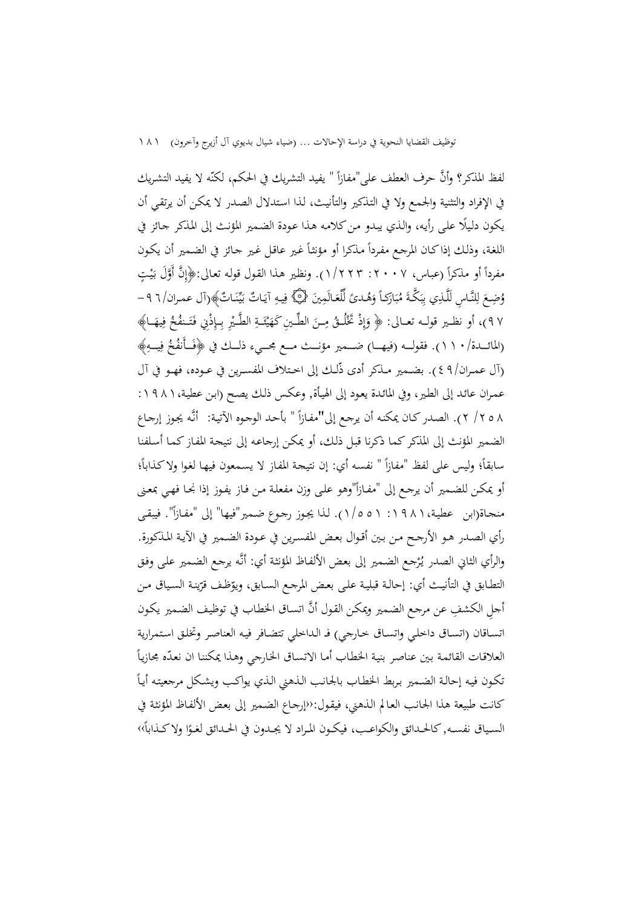لفظ المذكر؟ وأنَّ حرف العطف على"مفازاً " يفيد التشريك في الحكم، لكنّه لا يفيد التشريك في الإفراد والتثنية والجمع ولا في التذكير والتأنيث، لذا استدلال الصدر لا يمكن أن يرتقي أن يكون دليلًا على رأيه، والذي يبدو من كلامه هذا عودة الضمير المؤنث إلى المذكر جائز في اللغة، وذلك إذا كان المرجع مفرداً مذكرا أو مؤنثاً غير عاقل غير جائز في الضمير أن يكون مفرداً أو مذكراً (عباس، ٢٠٠٧: ٢٢٣/١). ونظير هذا القول قوله تعالى:﴿إِنَّ أَوَّلَ بَيْتٍ وُضِعَ لِلنَّاسِ لَلَّذِي بِبَكَّةَ مُبَارَكاً وَهُدىً لِّلْعَالَمِينَ ۝ فِيهِ آيَاتٌ بَيِّنَاتٌ﴾(آل عمران/٩٦-٩٧)، أو نظير قوله تعالى: ﴿ وَإِذْ تَخْلُقُ مِنَ الطِّينِ كَهَيْئَةِ الطَّيْرِ بِإِذْنِي فَتَنفُخُ فِيهَا﴾ (المائدة/١١٠). فقوله (فيها) ضمير مؤنث مع مجيء ذلك في ﴿فَأَنفُخُ فِيهِ﴾ (آل عمران/٤٩). بضمير مذكر أدى ذلك إلى اختلاف المفسرين في عوده، فهو في آل عمران عائد إلى الطير، وفي المائدة يعود إلى الهيأة, وعكس ذلك يصح (ابن عطية، ١٩٨١: ٢٥٨/ ٢). الصدر كان يمكنه أن يرجع إلى"مفازاً " بأحد الوجوه الآتية: أنَّه يجوز إرجاع الضمير المؤنث إلى المذكر كما ذكرنا قبل ذلك، أو يمكن إرجاعه إلى نتيجة المفاز كما أسلفنا سابقاً؛ وليس على لفظ "مفازاً " نفسه أي: إن نتيجة المفاز لا يسمعون فيها لغوا ولا كذاباً؛ أو يمكن للضمير أن يرجع إلى "مفازاً"وهو على وزن مفعلة من فاز يفوز إذا نجا فهي بمعنى منجاة(ابن عطية، ١٩٨١: ٥٥١/١). لذا يجوز رجوع ضمير"فيها" إلى "مفازاً". فيبقى رأي الصدر هو الأرجح من بين أقوال بعض المفسرين في عودة الضمير في الآية المذكورة. والرأي الثاني الصدر يُرجع الضمير إلى بعض الألفاظ المؤنثة أي: أنَّه يرجع الضمير على وفق التطابق في التأنيث أي: إحالة قبلية على بعض المرجع السابق، ويوّظف قرّينة السياق من أجلِ الكشفِ عن مرجع الضمير ويمكن القول أنَّ اتساق الخطاب في توظيف الضمير يكون اتساقان (اتساق داخلي واتساق خارجي) فـ الداخلي تتضافر فيه العناصر وتخلق استمرارية العلاقات القائمة بين عناصر بنية الخطاب أما الاتساق الخارجي وهذا يمكننا ان نعدّه مجازياً تكون فيه إحالة الضمير بربط الخطاب بالجانب الذهني الذي يواكب ويشكل مرجعيته أياً كانت طبيعة هذا الجانب العالم الذهني، فيقول:‹‹إرجاع الضمير إلى بعض الألفاظ المؤنثة في السياق نفسه, كالحدائق والكواعب، فيكون المراد لا يجدون في الحدائق لغوًا ولا كذاباً››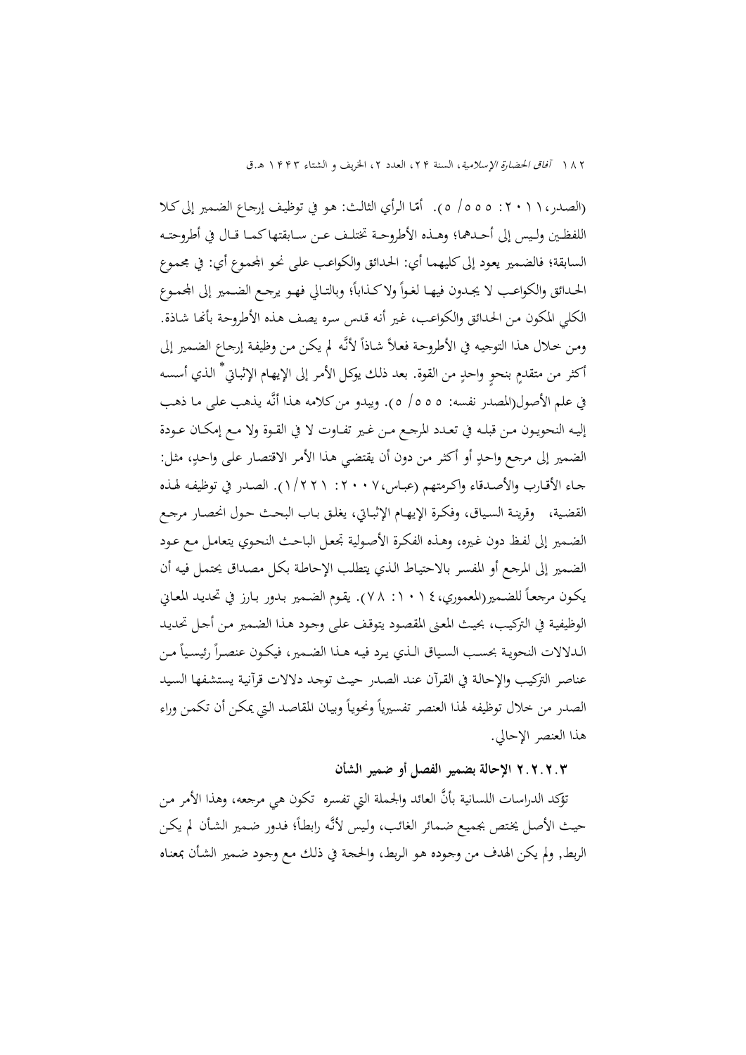(الصدر، ٢٠١١: ٥٥٥/ ٥). أمّا الرأي الثالث: هو في توظيف إرجاع الضمير إلى كلا اللفظين وليس إلى أحدهما؛ وهذه الأطروحة تختلف عن سابقتها كما قال في أطروحته السابقة؛ فالضمير يعود إلى كليهما أي: الحدائق والكواعب على نحو المجموع أي: في مجموع الحدائق والكواعب لا يجدون فيها لغواً ولا كذاباً؛ وبالتالي فهو يرجع الضمير إلى المجموع الكلي المكون من الحدائق والكواعب، غير أنه قدس سره يصف هذه الأطروحة بأنها شاذة. ومن خلال هذا التوجيه في الأطروحة فعلاً شاذاً لأنَّه لم يكن من وظيفة إرجاع الضمير إلى أكثر من متقدمٍ بنحوٍ واحدٍ من القوة. بعد ذلك يوكل الأمر إلى الإيهام الإثباتي* الذي أسسه في علم الأصول(المصدر نفسه: ٥٥٥/ ٥). ويبدو من كلامه هذا أنَّه يذهب على ما ذهب إليه النحويون من قبله في تعدد المرجع من غير تفاوت لا في القوة ولا مع إمكان عودة الضمير إلى مرجع واحدٍ أو أكثر من دون أن يقتضي هذا الأمر الاقتصار على واحدٍ، مثل: جاء الأقارب والأصدقاء واكرمتهم (عباس،٢٠٠٧: ١/٢٢١). الصدر في توظيفه لهذه القضية، وقرينة السياق، وفكرة الإيهام الإثباتي، يغلق باب البحث حول انحصار مرجع الضمير إلى لفظ دون غيره، وهذه الفكرة الأصولية تجعل الباحث النحوي يتعامل مع عود الضمير إلى المرجع أو المفسر بالاحتياط الذي يتطلب الإحاطة بكل مصداق يحتمل فيه أن يكون مرجعاً للضمير(المعموري،٢٠١٤: ٧٨). يقوم الضمير بدور بارز في تحديد المعاني الوظيفية في التركيب، بحيث المعنى المقصود يتوقف على وجود هذا الضمير من أجل تحديد الدلالات النحوية بحسب السياق الذي يرد فيه هذا الضمير، فيكون عنصراً رئيسياً من عناصر التركيب والإحالة في القرآن عند الصدر حيث توجد دلالات قرآنية يستشفها السيد الصدر من خلال توظيفه لهذا العنصر تفسيرياً ونحوياً وبيان المقاصد التي يمكن أن تكمن وراء هذا العنصر الإحالي.

### ٢.٢.٢.٣ الإحالة بضمير الفصل أو ضمير الشأن

تؤكد الدراسات اللسانية بأنَّ العائد والجملة التي تفسره تكون هي مرجعه، وهذا الأمر من حيث الأصل يختص بجميع ضمائر الغائب، وليس لأنَّه رابطاً؛ فدور ضمير الشأن لم يكن الربط, ولم يكن الهدف من وجوده هو الربط، والحجة في ذلك مع وجود ضمير الشأن بمعناه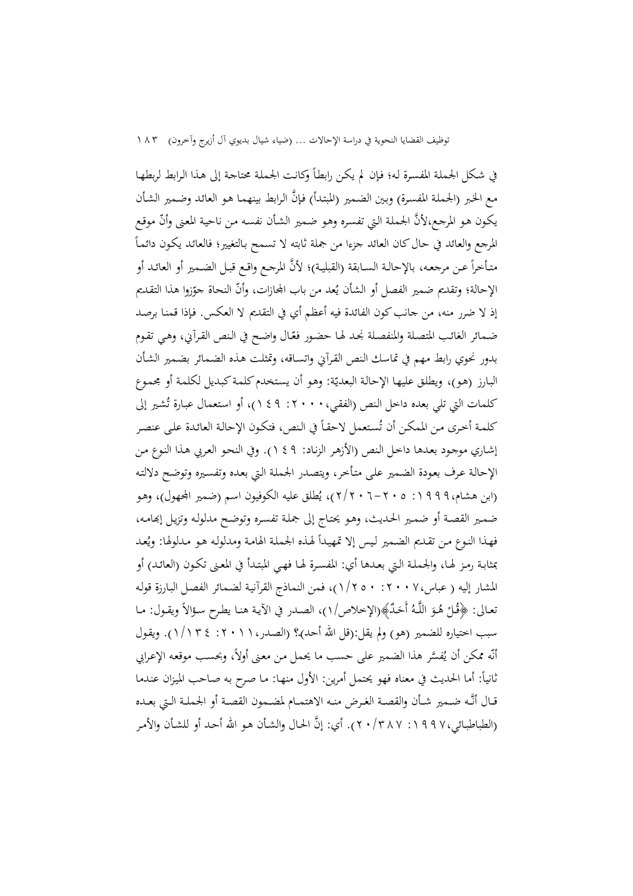في شكل الجملة المفسرة له؛ فإن لم يكن رابطاً وكانت الجملة محتاجة إلى هذا الرابط لربطها مع الخبر (الجملة المفسرة) وبين الضمير (المبتدأ) فإنَّ الرابط بينهما هو العائد وضمير الشأن يكون هو المرجع،لأنَّ الجملة التي تفسره وهو ضمير الشأن نفسه من ناحية المعنى وأنّ موقع المرجع والعائد في حال كان العائد جزءا من جملة ثابته لا تسمح بالتغيير؛ فالعائد يكون دائماً متأخراً عن مرجعه، بالإحالة السابقة (القبلية)؛ لأنَّ المرجع واقع قبل الضمير أو العائد أو الإحالة؛ وتقديم ضمير الفصل أو الشأن يُعد من باب المجازات، وأنّ النحاة جوّزوا هذا التقديم إذ لا ضرر منه، من جانب كون الفائدة فيه أعظم أي في التقديم لا العكس. فإذا قمنا برصد ضمائر الغائب المتصلة والمنفصلة نجد لها حضور فعّال واضح في النص القرآني، وهي تقوم بدور نحوي رابط مهم في تماسك النص القرآني واتساقه، وتمثلت هذه الضمائر بضمير الشأن البارز (هو)، ويطلق عليها الإحالة البعديّة: وهو أن يستخدم كلمة كبديل لكلمة أو مجموع كلمات التي تلي بعده داخل النص (الفقي،٢٠٠٠: ١٤٩)، أو استعمال عبارة تُشير إلى كلمة أخرى من الممكن أن تُستعمل لاحقاً في النص، فتكون الإحالة العائدة على عنصر إشاري موجود بعدها داخل النص (الأزهر الزناد: ١٤٩). وفي النحو العربي هذا النوع من الإحالة عرف بعودة الضمير على متأخر، ويتصدر الجملة التي بعده وتفسيره وتوضح دلالته (ابن هشام،١٩٩٩: ٢٠٥-٢٠٦/٢)، يُطلق عليه الكوفيون اسم (ضمير المجهول)، وهو ضمير القصة أو ضمير الحديث، وهو يحتاج إلى جملة تفسره وتوضح مدلوله وتزيل إبهامه، فهذا النوع من تقديم الضمير ليس إلا تمهيداً لهذه الجملة الهامة ومدلوله هو مدلولها: ويُعد بمثابة رمز لها، والجملة التي بعدها أي: المفسرة لها فهي المبتدأ في المعنى تكون (العائد) أو المشار إليه ( عباس،٢٠٠٧: ٢٥٠/١)، فمن النماذج القرآنية لضمائر الفصل البارزة قوله تعالى: ﴿قُلْ هُوَ اللَّهُ أَحَدٌ﴾(الإخلاص/١)، الصدر في الآية هنا يطرح سؤالاً ويقول: ما سبب اختياره للضمير (هو) ولم يقل:(قل الله أحد)؟ (الصدر،٢٠١١: ١٣٤/١). ويقول أنّه ممكن أن يُفسَّر هذا الضمير على حسب ما يحمل من معنى أولاً، وبحسب موقعه الإعرابي ثانياً: أما الحديث في معناه فهو يحتمل أمرين: الأول منها: ما صرح به صاحب الميزان عندما قال أنَّه ضمير شأن والقصة الغرض منه الاهتمام لمضمون القصة أو الجملة التي بعده (الطباطبائي،١٩٩٧: ٣٨٧/٢٠). أي: إنَّ الحال والشأن هو الله أحد أو للشأن والأمر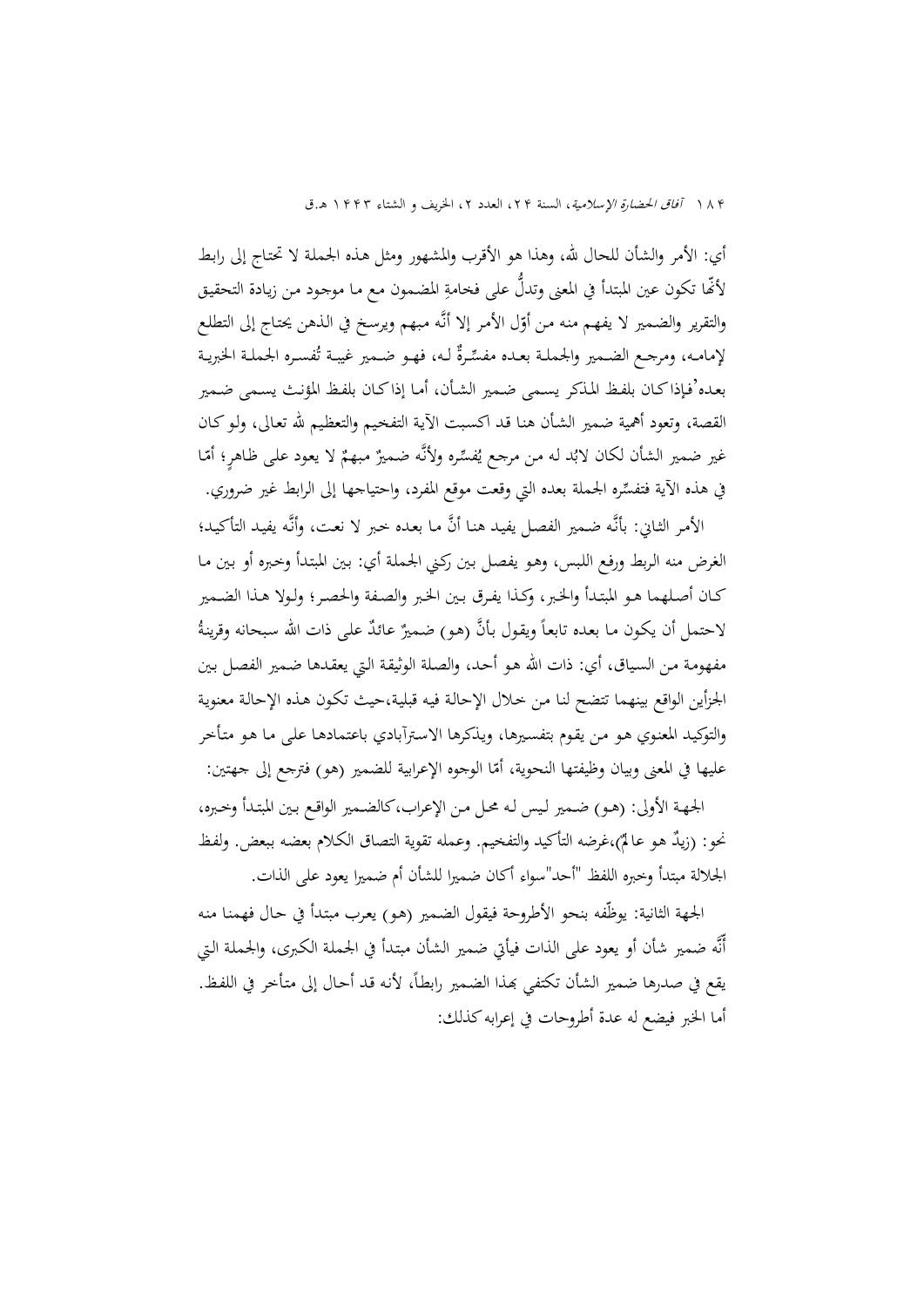أي: الأمر والشأن للحال لله، وهذا هو الأقرب والمشهور ومثل هذه الجملة لا تحتاج إلى رابط لأنّها تكون عين المبتدأ في المعنى وتدلُّ على فخامةِ المضمون مع ما موجود من زيادة التحقيق والتقرير والضمير لا يفهم منه من أوّل الأمر إلا أنَّه مبهم ويرسخ في الذهن يحتاج إلى التطلع لإمامه، ومرجع الضمير والجملة بعده مفسِّرةٌ له، فهو ضمير غيبة تُفسره الجملة الخبرية بعده؛ فإذا كان بلفظ المذكر يسمى ضمير الشأن، أما إذا كان بلفظ المؤنث يسمى ضمير القصة، وتعود أهمية ضمير الشأن هنا قد اكسبت الآية التفخيم والتعظيم لله تعالى، ولو كان غير ضمير الشأن لكان لابُد له من مرجع يُفسِّره ولأنَّه ضميرٌ مبهمٌ لا يعود على ظاهرٍ؛ أمّا في هذه الآية فتفسِّره الجملة بعده التي وقعت موقع المفرد، واحتياجها إلى الرابط غير ضروري.

الأمر الثاني: بأنَّه ضمير الفصل يفيد هنا أنَّ ما بعده خبر لا نعت، وأنَّه يفيد التأكيد؛ الغرض منه الربط ورفع اللبس، وهو يفصل بين ركني الجملة أي: بين المبتدأ وخبره أو بين ما كان أصلهما هو المبتدأ والخبر، وكذا يفرق بين الخبر والصفة والحصر؛ ولولا هذا الضمير لاحتمل أن يكون ما بعده تابعاً ويقول بأنَّ (هو) ضميرٌ عائدٌ على ذات الله سبحانه وقرينةُ مفهومة من السياق، أي: ذات الله هو أحد، والصلة الوثيقة التي يعقدها ضمير الفصل بين الجزأين الواقع بينهما تتضح لنا من خلال الإحالة فيه قبلية،حيث تكون هذه الإحالة معنوية والتوكيد المعنوي هو من يقوم بتفسيرها، ويذكرها الاسترآبادي باعتمادها على ما هو متأخر عليها في المعنى وبيان وظيفتها النحوية، أمّا الوجوه الإعرابية للضمير (هو) فترجع إلى جهتين:

الجهة الأولى: (هو) ضمير ليس له محل من الإعراب،كالضمير الواقع بين المبتدأ وخبره، نحو: (زيدٌ هو عالمٌ)،غرضه التأكيد والتفخيم. وعمله تقوية التصاق الكلام بعضه ببعض. ولفظ الجلالة مبتدأ وخبره اللفظ "أحد"سواء أكان ضميرا للشأن أم ضميرا يعود على الذات.

الجهة الثانية: يوظّفه بنحو الأطروحة فيقول الضمير (هو) يعرب مبتدأ في حال فهمنا منه أنَّه ضمير شأن أو يعود على الذات فيأتي ضمير الشأن مبتدأ في الجملة الكبرى، والجملة التي يقع في صدرها ضمير الشأن تكتفي بهذا الضمير رابطاً، لأنه قد أحال إلى متأخر في اللفظ. أما الخبر فيضع له عدة أطروحات في إعرابه كذلك: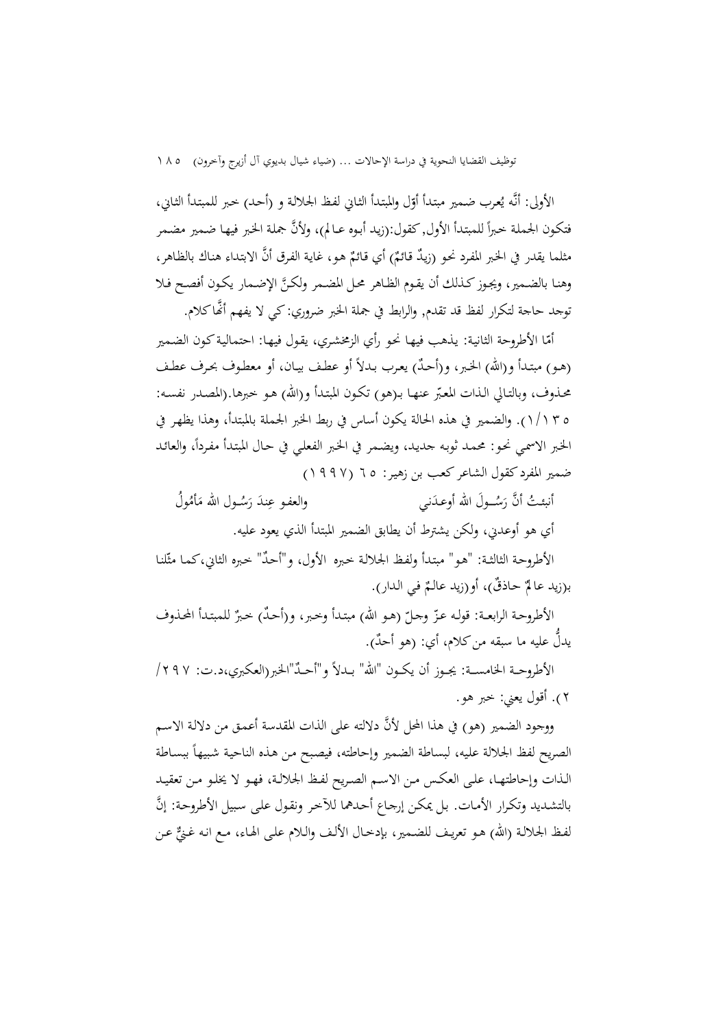الأولى: أنَّه يُعرب ضمير مبتدأ أوّل والمبتدأ الثاني لفظ الجلالة و (أحد) خبر للمبتدأ الثاني، فتكون الجملة خبراً للمبتدأ الأول, كقول:(زيد أبوه عالم)، ولأنَّ جملة الخبر فيها ضمير مضمر مثلما يقدر في الخبر المفرد نحو (زيدٌ قائمٌ) أي قائمٌ هو، غاية الفرق أنَّ الابتداء هناك بالظاهر، وهنا بالضمير، ويجوز كذلك أن يقوم الظاهر محل المضمر ولكنَّ الإضمار يكون أفصح فلا توجد حاجة لتكرار لفظ قد تقدم, والرابط في جملة الخبر ضروري: كي لا يفهم أنَّها كلام.

أمّا الأطروحة الثانية: يذهب فيها نحو رأي الزمخشري، يقول فيها: احتمالية كون الضمير (هو) مبتدأ و(الله) الخبر، و(أحدٌ) يعرب بدلاً أو عطف بيان، أو معطوف بحرف عطف محذوف، وبالتالي الذات المعبّر عنها بـ(هو) تكون المبتدأ و(الله) هو خبرها.(المصدر نفسه: ١/١٣٥). والضمير في هذه الحالة يكون أساس في ربط الخبر الجملة بالمبتدأ، وهذا يظهر في الخبر الاسمي نحو: محمد ثوبه جديد، ويضمر في الخبر الفعلي في حال المبتدأ مفرداً، والعائد ضمير المفرد كقول الشاعر كعب بن زهير: ٦٥ (١٩٩٧)

أنبئتُ أنَّ رَسُولَ الله أوعدَني          والعفو عِندَ رَسُول الله مَأمُولُ

أي هو أوعدني، ولكن يشترط أن يطابق الضمير المبتدأ الذي يعود عليه.

الأطروحة الثالثة: "هو" مبتدأ ولفظ الجلالة خبره الأول، و"أحدٌ" خبره الثاني،كما مثّلنا بـ(زيد عالمٌ حاذقٌ)، أو(زيد عالمٌ في الدار).

الأطروحة الرابعة: قوله عزّ وجلّ (هو الله) مبتدأ وخبر، و(أحدٌ) خبرٌ للمبتدأ المحذوف يدلُّ عليه ما سبقه من كلام، أي: (هو أحدٌ).

الأطروحة الخامسة: يجوز أن يكون "الله" بدلاً و"أحدٌ"الخبر(العكبري،د.ت: ٢٩٧/ ٢). أقول يعني: خبر هو.

ووجود الضمير (هو) في هذا المحل لأنَّ دلالته على الذات المقدسة أعمق من دلالة الاسم الصريح لفظ الجلالة عليه، لبساطة الضمير وإحاطته، فيصبح من هذه الناحية شبيهاً ببساطة الذات وإحاطتها، على العكس من الاسم الصريح لفظ الجلالة، فهو لا يخلو من تعقيد بالتشديد وتكرار الأمات. بل يمكن إرجاع أحدهما للآخر ونقول على سبيل الأطروحة: إنَّ لفظ الجلالة (الله) هو تعريف للضمير، بإدخال الألف واللام على الهاء، مع انه غنيٌّ عن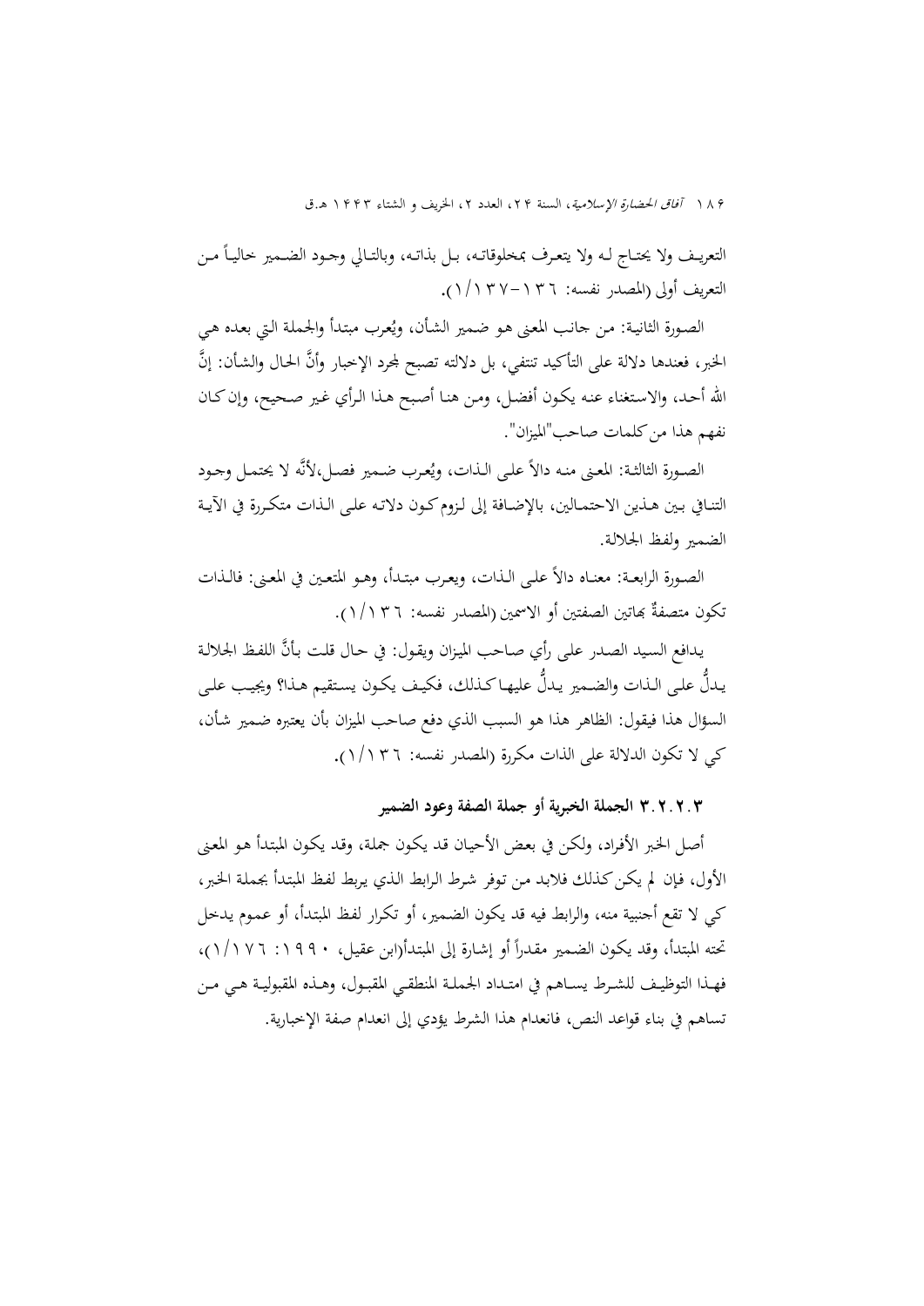التعريف ولا يحتاج له ولا يتعرف بمخلوقاته، بل بذاته، وبالتالي وجود الضمير خالياً من التعريف أولى (المصدر نفسه: ١٣٦-١٣٧/١).

الصورة الثانية: من جانب المعنى هو ضمير الشأن، ويُعرب مبتدأ والجملة التي بعده هي الخبر، فعندها دلالة على التأكيد تنتفي، بل دلالته تصبح لمجرد الإخبار وأنَّ الحال والشأن: إنَّ الله أحد، والاستغناء عنه يكون أفضل، ومن هنا أصبح هذا الرأي غير صحيح، وإن كان نفهم هذا من كلمات صاحب"الميزان".

الصورة الثالثة: المعنى منه دالاً على الذات، ويُعرب ضمير فصل،لأنَّه لا يحتمل وجود التنافي بين هذين الاحتمالين، بالإضافة إلى لزوم كون دلالته على الذات متكررة في الآية الضمير ولفظ الجلالة.

الصورة الرابعة: معناه دالاً على الذات، ويعرب مبتدأ، وهو المتعين في المعنى: فالذات تكون متصفةٌ بهاتين الصفتين أو الاسمين (المصدر نفسه: ١٣٦/١).

يدافع السيد الصدر على رأي صاحب الميزان ويقول: في حال قلت بأنَّ اللفظ الجلالة يدلُّ على الذات والضمير يدلُّ عليها كذلك، فكيف يكون يستقيم هذا؟ ويجيب على السؤال هذا فيقول: الظاهر هذا هو السبب الذي دفع صاحب الميزان بأن يعتبره ضمير شأن، كي لا تكون الدلالة على الذات مكررة (المصدر نفسه: ١٣٦/١).

### ٣.٢.٢.٣ الجملة الخبرية أو جملة الصفة وعود الضمير

أصل الخبر الأفراد، ولكن في بعض الأحيان قد يكون جملة، وقد يكون المبتدأ هو المعنى الأول، فإن لم يكن كذلك فلابد من توفر شرط الرابط الذي يربط لفظ المبتدأ بجملة الخبر، كي لا تقع أجنبية منه، والرابط فيه قد يكون الضمير، أو تكرار لفظ المبتدأ، أو عموم يدخل تحته المبتدأ، وقد يكون الضمير مقدراً أو إشارة إلى المبتدأ(ابن عقيل، ١٩٩٠: ١٧٦/١)، فهذا التوظيف للشرط يساهم في امتداد الجملة المنطقي المقبول، وهذه المقبولية هي من تساهم في بناء قواعد النص، فانعدام هذا الشرط يؤدي إلى انعدام صفة الإخبارية.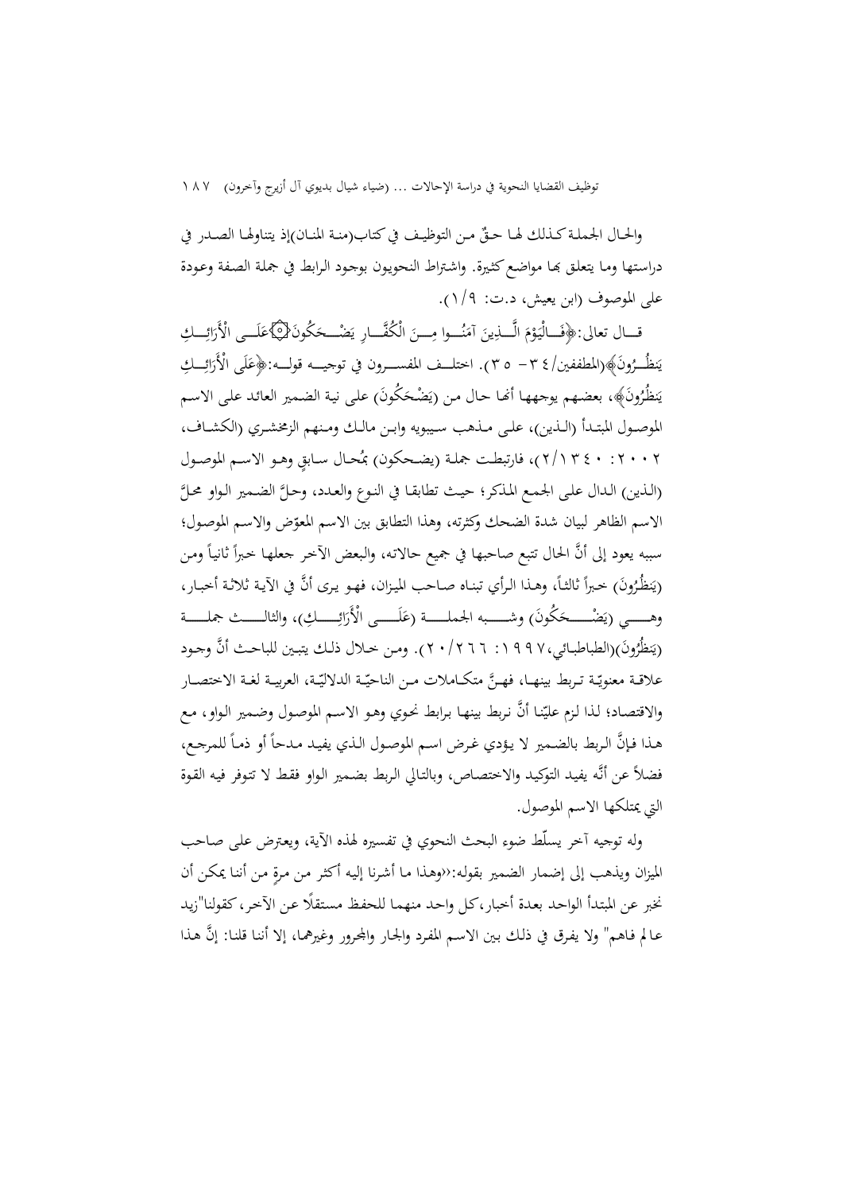والحال الجملة كذلك لها حقٌّ من التوظيف في كتاب(منة المنان)إذ يتناولها الصدر في دراستها وما يتعلق بها مواضع كثيرة. واشتراط النحويون بوجود الرابط في جملة الصفة وعودة على الموصوف (ابن يعيش، د.ت: ١/٩).

قال تعالى:﴿فَالْيَوْمَ الَّذِينَ آمَنُوا مِنَ الْكُفَّارِ يَضْحَكُونَ۝عَلَى الْأَرَائِكِ يَنظُرُونَ﴾(المطففين/٣٤- ٣٥). اختلف المفسرون في توجيه قوله:﴿عَلَى الْأَرَائِكِ يَنظُرُونَ﴾، بعضهم يوجهها أنها حال من (يَضْحَكُونَ) على نية الضمير العائد على الاسم الموصول المبتدأ (الذين)، على مذهب سيبويه وابن مالك ومنهم الزمخشري (الكشاف، ٢٠٠٢: ٢/١٣٤٠)، فارتبطت جملة (يضحكون) بمُحال سابقٍ وهو الاسم الموصول (الذين) الدال على الجمع المذكر؛ حيث تطابقا في النوع والعدد، وحلَّ الضمير الواو محلَّ الاسم الظاهر لبيان شدة الضحك وكثرته، وهذا التطابق بين الاسم المعوّض والاسم الموصول؛ سببه يعود إلى أنَّ الحال تتبع صاحبها في جميع حالاته، والبعض الآخر جعلها خبراً ثانياً ومن (يَنظُرُونَ) خبراً ثالثاً، وهذا الرأي تبناه صاحب الميزان، فهو يرى أنَّ في الآية ثلاثة أخبار، وهي (يَضْحَكُونَ) وشبه الجملة (عَلَى الْأَرَائِكِ)، والثالث جملة (يَنظُرُونَ)(الطباطبائي،١٩٩٧: ٢٠/٢٦٦). ومن خلال ذلك يتبين للباحث أنَّ وجود علاقة معنويّة تربط بينها، فهنَّ متكاملات من الناحيّة الدلاليّة، العربية لغة الاختصار والاقتصاد؛ لذا لزم علينا أنَّ نربط بينها برابط نحوي وهو الاسم الموصول وضمير الواو، مع هذا فإنَّ الربط بالضمير لا يؤدي غرض اسم الموصول الذي يفيد مدحاً أو ذماً للمرجع، فضلاً عن أنَّه يفيد التوكيد والاختصاص، وبالتالي الربط بضمير الواو فقط لا تتوفر فيه القوة التي يمتلكها الاسم الموصول.

وله توجيه آخر يسلّط ضوء البحث النحوي في تفسيره لهذه الآية، ويعترض على صاحب الميزان ويذهب إلى إضمار الضمير بقوله:«وهذا ما أشرنا إليه أكثر من مرةٍ من أننا يمكن أن نخبر عن المبتدأ الواحد بعدة أخبار،كل واحد منهما للحفظ مستقلًا عن الآخر، كقولنا"زيد عالم فاهم" ولا يفرق في ذلك بين الاسم المفرد والجار والمجرور وغيرهما، إلا أننا قلنا: إنَّ هذا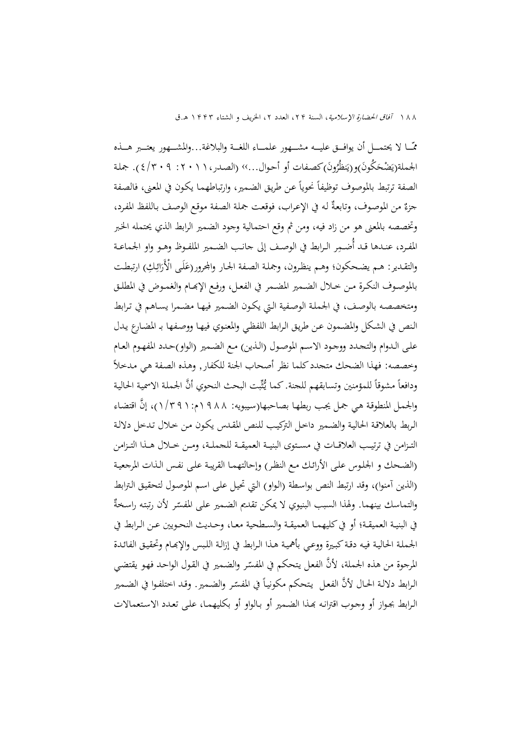ممّـا لا يحتمـل أن يوافـق عليـه مشـهور علمـاء اللغـة والبلاغة...والمشـهور يعتـبر هـذه الجملة(يَضْحَكُونَ)و(يَنظُرُونَ)كصفات أو أحوال...» (الصدر، ٢٠١١: ٣٠٩/٤). جملة الصفة ترتبط بالموصوف توظيفاً نحوياً عن طريق الضمير، وارتباطهما يكون في المعنى، فالصفة جزءٌ من الموصوف، وتابعةٌ له في الإعراب، فوقعت جملة الصفة موقع الوصف باللفظ المفرد، وتخصصه بالمعنى هو من زاد فيه، ومن ثم وقع احتمالية وجود الضمير الرابط الذي يحتمله الخبر المفرد، عندها قد أُضمِر الرابط في الوصف إلى جانب الضمير الملفوظ وهو واو الجماعة والتقدير: هم يضحكون؛ وهم ينظرون، وجملة الصفة الجار والمجرور(عَلَى الْأَرَائِكِ) ارتبطت بالموصوف النكرة من خلال الضمير المضمر في الفعل، ورفع الإبهام والغموض في المطلق ومتخصصه بالوصف، في الجملة الوصفية التي يكون الضمير فيها مضمرا يساهم في ترابط النص في الشكل والمضمون عن طريق الرابط اللفظي والمعنوي فيها ووصفها بـ المضارع يدل على الدوام والتجدد ووجود الاسم الموصول (الذين) مع الضمير (الواو)حدد المفهوم العام وخصصه: فهذا الضحك متجدد كلما نظر أصحاب الجنة للكفار, وهذه الصفة هي مدخلاً ودافعاً مشوقاً للمؤمنين وتسابقهم للجنة. كما يُثّبت البحث النحوي أنَّ الجملة الاسمية الحالية والجمل المنطوقة هي جمل يجب ربطها بصاحبها(سيبويه: ١٩٨٨م: ٣٩١/١)، إنَّ اقتضاء الربط بالعلاقة الحالية والضمير داخل التركيب للنص المقدس يكون من خلال تدخل دلالة التزامن في ترتيب العلاقات في مستوى البنية العميقة للجملة، ومن خلال هذا التزامن (الضحك و الجلوس على الأرائك مع النظر) وإحالتهما القريبة على نفس الذات المرجعية (الذين آمنوا)، وقد ارتبط النص بواسطة (الواو) التي تحيل على اسم الموصول لتحقيق الترابط والتماسك بينهما. ولهذا السبب البنيوي لا يمكن تقديم الضمير على المفسّر لأن رتبته راسخةٌ في البنية العميقة؛ أو في كليهما العميقة والسطحية معا، وحديث النحويين عن الرابط في الجملة الحالية فيه دقة كبيرة ووعي بأهمية هذا الرابط في إزالة اللبس والإبهام وتحقيق الفائدة المرجوة من هذه الجملة، لأنَّ الفعل يتحكم في المفسّر والضمير في القول الواحد فهو يقتضي الرابط دلالة الحال لأنَّ الفعل يتحكم مكونياً في المفسّر والضمير. وقد اختلفوا في الضمير الرابط بجواز أو وجوب اقترانه بهذا الضمير أو بالواو أو بكليهما، على تعدد الاستعمالات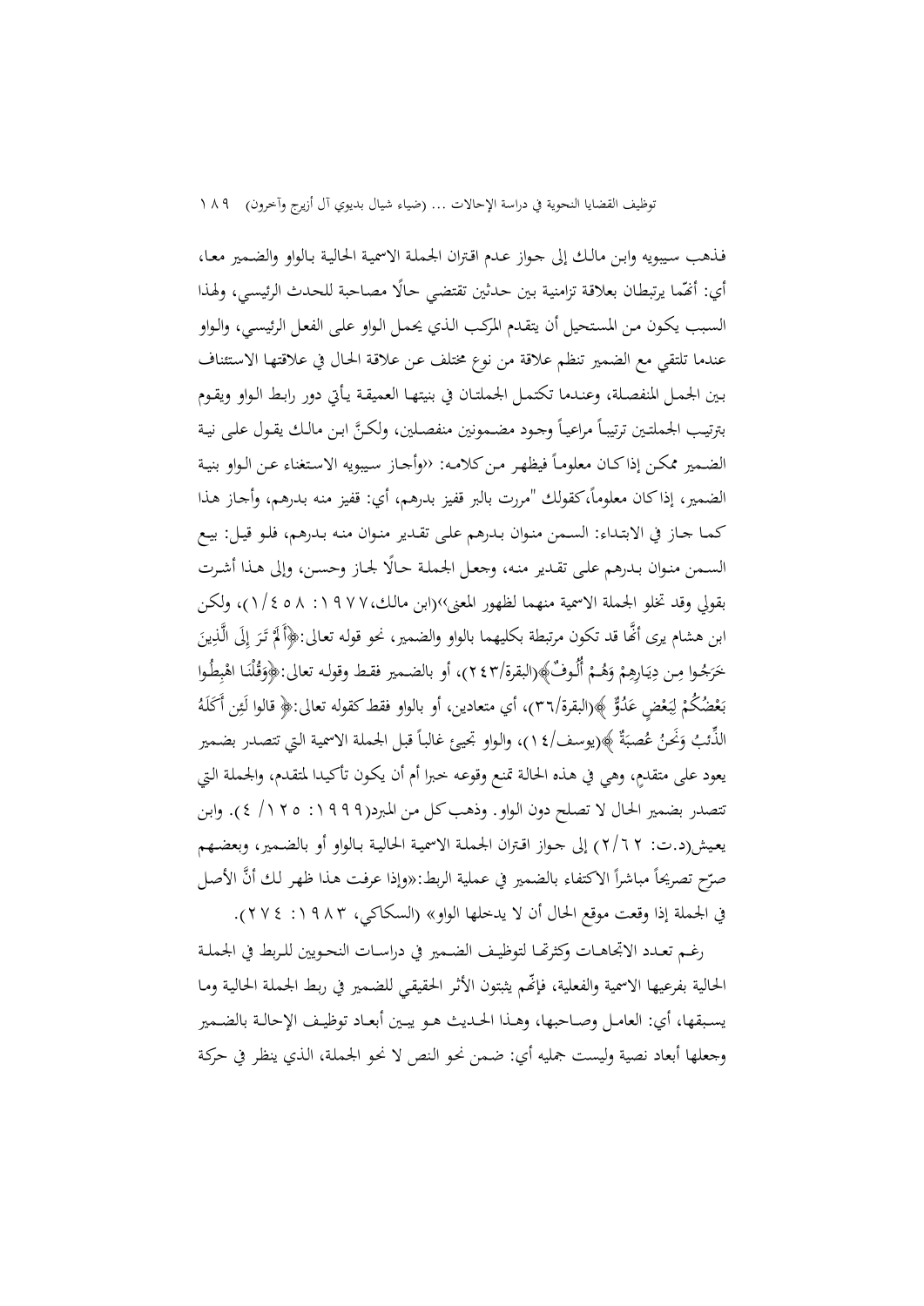فذهب سيبويه وابن مالك إلى جواز عدم اقتران الجملة الاسمية الحالية بالواو والضمير معا، أي: أنّهما يرتبطان بعلاقة تزامنية بين حدثين تقتضي حالًا مصاحبة للحدث الرئيسي، ولهذا السبب يكون من المستحيل أن يتقدم المركب الذي يحمل الواو على الفعل الرئيسي، والواو عندما تلتقي مع الضمير تنظم علاقة من نوع مختلف عن علاقة الحال في علاقتها الاستئناف بين الجمل المنفصلة، وعندما تكتمل الجملتان في بنيتها العميقة يأتي دور رابط الواو ويقوم بترتيب الجملتين ترتيباً مراعياً وجود مضمونين منفصلين، ولكنَّ ابن مالك يقول على نية الضمير ممكن إذا كان معلوماً فيظهر من كلامه: ‹‹وأجاز سيبويه الاستغناء عن الواو بنية الضمير، إذا كان معلوماً كقولك "مررت بالبر قفيز بدرهم، أي: قفيز منه بدرهم، وأجاز هذا كما جاز في الابتداء: السمن منوان بدرهم على تقدير منوان منه بدرهم، فلو قيل: بيع السمن منوان بدرهم على تقدير منه، وجعل الجملة حالًا لجاز وحسن، وإلى هذا أشرت بقولي وقد تخلو الجملة الاسمية منهما لظهور المعنى››(ابن مالك، ١٩٧٧: ١/٤٥٨)، ولكن ابن هشام يرى أنّها قد تكون مرتبطة بكليهما بالواو والضمير، نحو قوله تعالى: ﴿أَلَمْ تَرَ إِلَى الَّذِينَ خَرَجُوا مِن دِيَارِهِمْ وَهُمْ أُلُوفٌ﴾(البقرة/٢٤٣)، أو بالضمير فقط وقوله تعالى: ﴿وَقُلْنَا اهْبِطُوا بَعْضُكُمْ لِبَعْضٍ عَدُوٌّ ﴾(البقرة/٣٦)، أي متعادين، أو بالواو فقط كقوله تعالى: ﴿ قالوا لَئِن أَكَلَهُ الذِّئبُ وَنَحنُ عُصبَةٌ ﴾(يوسف/١٤)، والواو تجيء غالباً قبل الجملة الاسمية التي تتصدر بضمير يعود على متقدمٍ، وهي في هذه الحالة تمنع وقوعه خبرا أم أن يكون تأكيدا لمتقدم، والجملة التي تتصدر بضمير الحال لا تصلح دون الواو. وذهب كل من المبرد(١٩٩٩: ١٢٥/ ٤). وابن يعيش(د.ت: ٢/٦٢) إلى جواز اقتران الجملة الاسمية الحالية بالواو أو بالضمير، وبعضهم صرّح تصريحاً مباشراً الاكتفاء بالضمير في عملية الربط:«وإذا عرفت هذا ظهر لك أنَّ الأصل في الجملة إذا وقعت موقع الحال أن لا يدخلها الواو» (السكاكي، ١٩٨٣: ٢٧٤).

رغم تعدد الاتجاهات وكثرتها لتوظيف الضمير في دراسات النحويين للربط في الجملة الحالية بفرعيها الاسمية والفعلية، فإنّهم يثبتون الأثر الحقيقي للضمير في ربط الجملة الحالية وما يسبقها، أي: العامل وصاحبها، وهذا الحديث هو يبين أبعاد توظيف الإحالة بالضمير وجعلها أبعاد نصية وليست جمليه أي: ضمن نحو النص لا نحو الجملة، الذي ينظر في حركة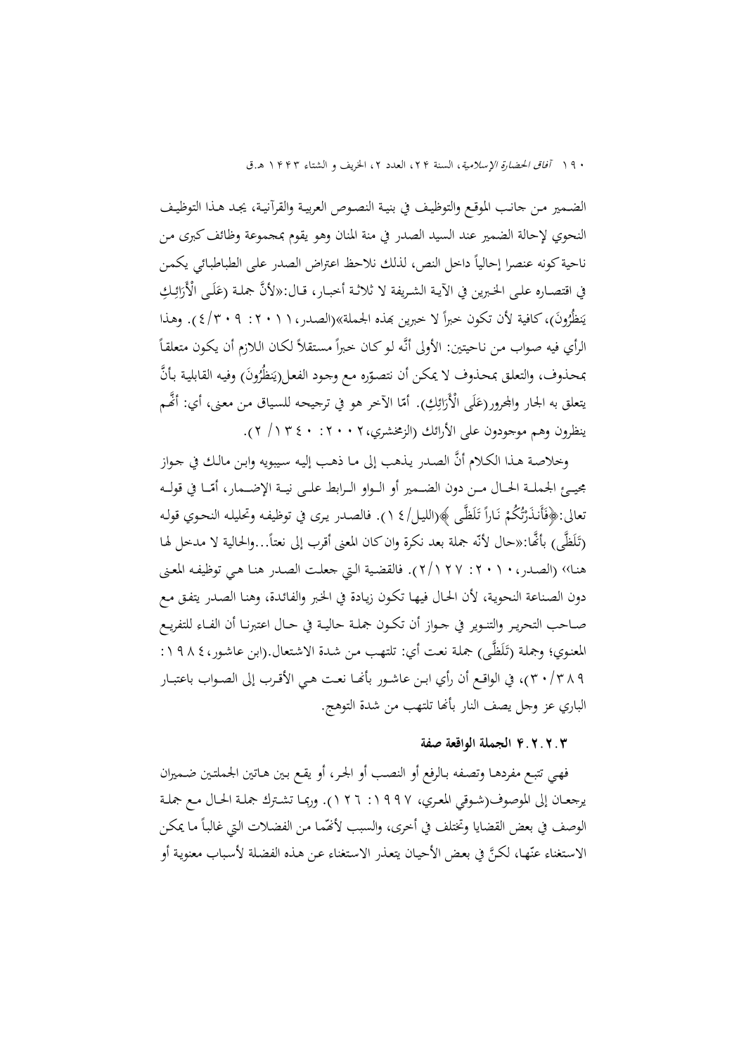الضمير من جانب الموقع والتوظيف في بنية النصوص العربية والقرآنية، يجد هذا التوظيف النحوي لإحالة الضمير عند السيد الصدر في منة المنان وهو يقوم بمجموعة وظائف كبرى من ناحية كونه عنصرا إحالياً داخل النص، لذلك نلاحظ اعتراض الصدر على الطباطبائي يكمن في اقتصاره على الخبرين في الآية الشريفة لا ثلاثة أخبار، قال:«لأنَّ جملة (عَلَى الْأَرَائِكِ يَنظُرُونَ)، كافية لأن تكون خبراً لا خبرين بهذه الجملة»(الصدر، ٢٠١١: ٣٠٩/٤). وهذا الرأي فيه صواب من ناحيتين: الأولى أنَّه لو كان خبراً مستقلاً لكان اللازم أن يكون متعلقاً بمحذوف، والتعلق بمحذوف لا يمكن أن نتصوّره مع وجود الفعل(يَنظُرُونَ) وفيه القابلية بأنَّ يتعلق به الجار والمجرور(عَلَى الْأَرَائِكِ). أمّا الآخر هو في ترجيحه للسياق من معنى، أي: أنَّهم ينظرون وهم موجودون على الأرائك (الزمخشري،٢٠٠٢: ١٣٤٠/ ٢).

وخلاصة هذا الكلام أنَّ الصدر يذهب إلى ما ذهب إليه سيبويه وابن مالك في جواز مجيء الجملة الحال من دون الضمير أو الواو الرابط على نية الإضمار، أمّا في قوله تعالى:﴿فَأَنذَرْتُكُمْ نَاراً تَلَظَّى ﴾(الليل/١٤). فالصدر يرى في توظيفه وتحليله النحوي قوله (تَلَظَّى) بأنَّها:«حال لأنّه جملة بعد نكرة وان كان المعنى أقرب إلى نعتاً...والحالية لا مدخل لها هنا» (الصدر، ٢٠١٠: ١٢٧/٢). فالقضية التي جعلت الصدر هنا هي توظيفه المعنى دون الصناعة النحوية، لأن الحال فيها تكون زيادة في الخبر والفائدة، وهنا الصدر يتفق مع صاحب التحرير والتنوير في جواز أن تكون جملة حالية في حال اعتبرنا أن الفاء للتفريع المعنوي؛ وجملة (تَلَظَّى) جملة نعت أي: تلتهب من شدة الاشتعال.(ابن عاشور،١٩٨٤: ٣٨٩/٣٠)، في الواقع أن رأي ابن عاشور بأنها نعت هي الأقرب إلى الصواب باعتبار الباري عز وجل يصف النار بأنها تلتهب من شدة التوهج.

#### ٣.٢.٢.٣ الجملة الواقعة صفة

فهي تتبع مفردها وتصفه بالرفع أو النصب أو الجر، أو يقع بين هاتين الجملتين ضميران يرجعان إلى الموصوف(شوقي المعري، ١٩٩٧: ١٢٦). وربما تشترك جملة الحال مع جملة الوصف في بعض القضايا وتختلف في أخرى، والسبب لأنّهما من الفضلات التي غالباً ما يمكن الاستغناء عنّها، لكنَّ في بعض الأحيان يتعذر الاستغناء عن هذه الفضلة لأسباب معنوية أو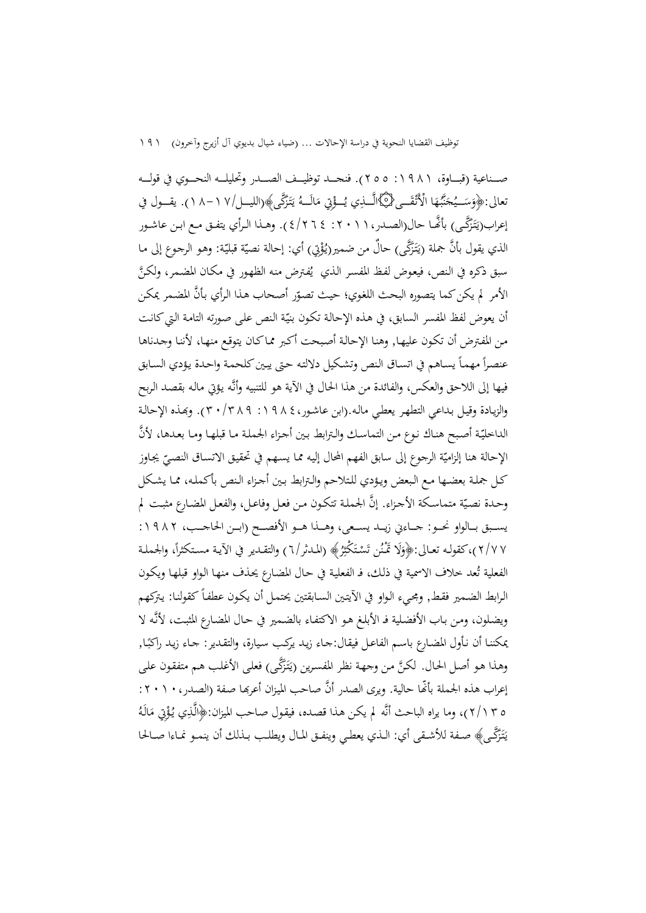صناعية (قباوة، ١٩٨١: ٢٥٥). فنجد توظيف الصدر وتحليله النحوي في قوله تعالى:﴿وَسَيُجَنَّبُهَا الْأَتْقَى ۝ الَّذِي يُؤْتِي مَالَهُ يَتَزَكَّى﴾(الليل/١٧-١٨). يقول في إعراب(يَتَزَكَّى) بأنّها حال(الصدر، ٢٠١١: ٤/٢٦٤). وهذا الرأي يتفق مع ابن عاشور الذي يقول بأنَّ جملة (يَتَزَكَّى) حالٌ من ضمير(يُؤْتِي) أي: إحالة نصيّة قبليّة: وهو الرجوع إلى ما سبق ذكره في النص، فيعوض لفظ المفسر الذي يُفترض منه الظهور في مكان المضمر، ولكنَّ الأمر لم يكن كما يتصوره البحث اللغوي؛ حيث تصوّر أصحاب هذا الرأي بأنَّ المضمر يمكن أن يعوض لفظ المفسر السابق، في هذه الإحالة تكون بنيّة النص على صورته التامة التي كانت من المفترض أن تكون عليها, وهنا الإحالة أصبحت أكبر مما كان يتوقع منها، لأننا وجدناها عنصراً مهماً يساهم في اتساق النص وتشكيل دلالته حتى يبين كلحمة واحدة يؤدي السابق فيها إلى اللاحق والعكس، والفائدة من هذا الحال في الآية هو للتنبيه وأنَّه يؤتي ماله بقصد الربح والزيادة وقيل بداعي التطهر يعطي ماله.(ابن عاشور، ١٩٨٤: ٣٠/٣٨٩). وبهذه الإحالة الداخليّة أصبح هناك نوع من التماسك والترابط بين أجزاء الجملة ما قبلها وما بعدها، لأنَّ الإحالة هنا إلزاميّة الرجوع إلى سابق الفهم المحال إليه مما يسهم في تحقيق الاتساق النصيّ يجاوز كل جملة بعضها مع البعض ويؤدي للتلاحم والترابط بين أجزاء النص بأكمله، مما يشكل وحدة نصيّة متماسكة الأجزاء. إنَّ الجملة تتكون من فعل وفاعل، والفعل المضارع مثبت لم يسبق بالواو نحو: جاءني زيد يسعى، وهذا هو الأفصح (ابن الحاجب، ١٩٨٢: ٢/٧٧)،كقوله تعالى:﴿وَلَا تَمْنُن تَسْتَكْثِرُ﴾ (المدثر/٦) والتقدير في الآية مستكثراً، والجملة الفعلية تُعد خلاف الاسمية في ذلك، فـ الفعلية في حال المضارع يحذف منها الواو قبلها ويكون الرابط الضمير فقط, ومجيء الواو في الآيتين السابقتين يحتمل أن يكون عطفاً كقولنا: يتركهم ويضلون، ومن باب الأفضلية فـ الأبلغ هو الاكتفاء بالضمير في حال المضارع المثبت، لأنَّه لا يمكننا أن نأول المضارع باسم الفاعل فيقال:جاء زيد يركب سيارة، والتقدير: جاء زيد راكبًا, وهذا هو أصل الحال. لكنَّ من وجهة نظر المفسرين (يَتَزَكَّى) فعلى الأغلب هم متفقون على إعراب هذه الجملة بأنّها حالية. ويرى الصدر أنَّ صاحب الميزان أعربها صفة (الصدر، ٢٠١٠: ٢/١٣٥)، وما يراه الباحث أنَّه لم يكن هذا قصده، فيقول صاحب الميزان:﴿الَّذِي يُؤْتِي مَالَهُ يَتَزَكَّى﴾ صفة للأشقى أي: الذي يعطي وينفق المال ويطلب بذلك أن ينمو نماءا صالحا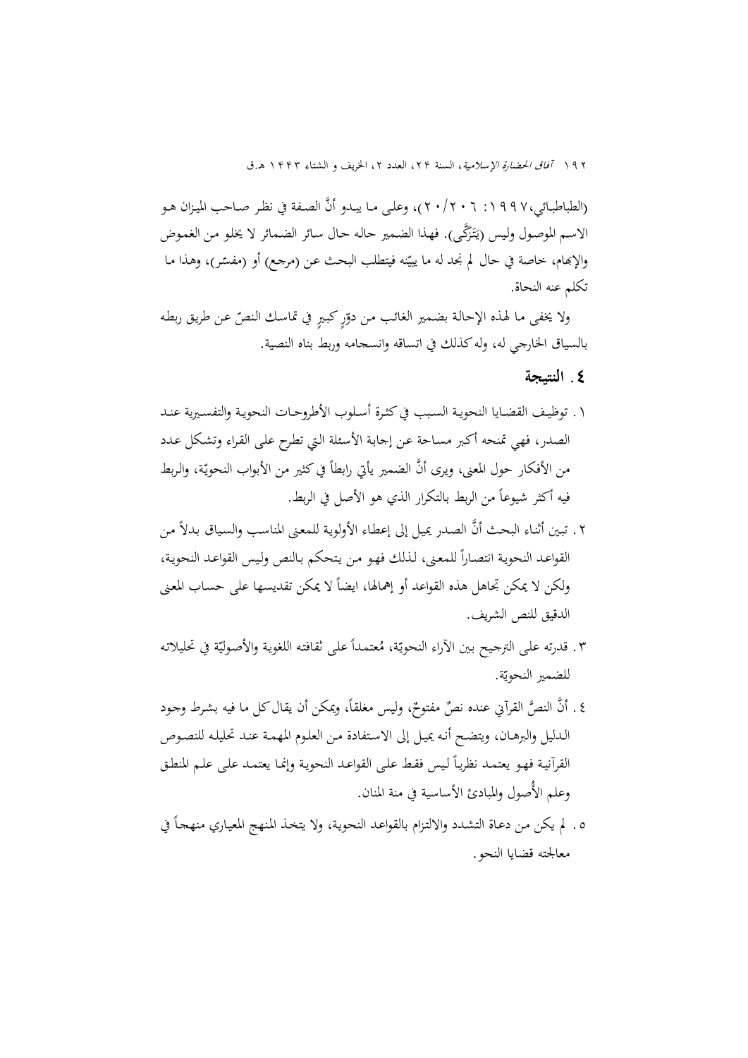(الطباطبائي، ١٩٩٧: ٢٠/٢٠٦)، وعلى ما يبدو أنَّ الصفة في نظر صاحب الميزان هو الاسم الموصول وليس (يَتَزَكَّى). فهذا الضمير حاله حال سائر الضمائر لا يخلو من الغموض والإبهام، خاصة في حال لم نجد له ما يبيّنه فيتطلب البحث عن (مرجع) أو (مفسّر)، وهذا ما تكلم عنه النحاة.

ولا يخفى ما لهذه الإحالة بضمير الغائب من دورٍ كبيرٍ في تماسك النصّ عن طريق ربطه بالسياق الخارجي له، وله كذلك في اتساقه وانسجامه وربط بناه النصية.

## ٤. النتيجة

١. توظيف القضايا النحوية السبب في كثرة أسلوب الأطروحات النحوية والتفسيرية عند الصدر، فهي تمنحه أكبر مساحة عن إجابة الأسئلة التي تطرح على القراء وتشكل عدد من الأفكار حول المعنى، ويرى أنَّ الضمير يأتي رابطاً في كثير من الأبواب النحويّة، والربط فيه أكثر شيوعاً من الربط بالتكرار الذي هو الأصل في الربط.

٢. تبين أثناء البحث أنَّ الصدر يميل إلى إعطاء الأولوية للمعنى المناسب والسياق بدلاً من القواعد النحوية انتصاراً للمعنى، لذلك فهو من يتحكم بالنص وليس القواعد النحوية، ولكن لا يمكن تجاهل هذه القواعد أو إهمالها، ايضاً لا يمكن تقديسها على حساب المعنى الدقيق للنص الشريف.

٣. قدرته على الترجيح بين الآراء النحويّة، مُعتمداً على ثقافته اللغوية والأصوليّة في تحليلاته للضمير النحويّة.

٤. أنَّ النصَّ القرآني عنده نصٌ مفتوحٌ، وليس مغلقاً، ويمكن أن يقال كل ما فيه بشرط وجود الدليل والبرهان، ويتضح أنه يميل إلى الاستفادة من العلوم المهمة عند تحليله للنصوص القرآنية فهو يعتمد نظرياً ليس فقط على القواعد النحوية وإنما يعتمد على علم المنطق وعلم الأُصول والمبادئ الأساسية في منة المنان.

٥. لم يكن من دعاة التشدد والالتزام بالقواعد النحوية، ولا يتخذ المنهج المعياري منهجاً في معالجته قضايا النحو.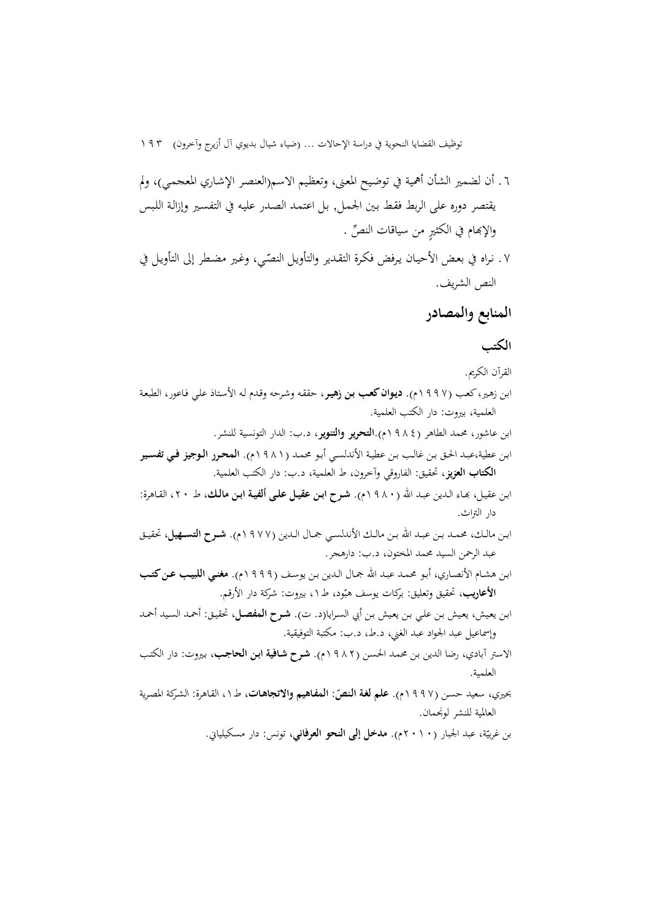٦. أن لضمير الشأن أهمية في توضيح المعنى، وتعظيم الاسم(العنصر الإشاري المعجمي)، ولم يقتصر دوره على الربط فقط بين الجمل, بل اعتمد الصدر عليه في التفسير وإزالة اللبس والإبهام في الكثيرٍ من سياقات النصّ .

٧. نراه في بعض الأحيان يرفض فكرة التقدير والتأويل النصّي، وغير مضطر إلى التأويل في النص الشريف.

## المنابع والمصادر

### الكتب

القرآن الكريم.

ابن زهير، كعب (١٩٩٧م). **ديوان كعب بن زهير**، حققه وشرحه وقدم له الأستاذ علي فاعور، الطبعة العلمية، بيروت: دار الكتب العلمية.

ابن عاشور، محمد الطاهر (١٩٨٤م).**التحرير والتنوير**، د.ب: الدار التونسية للنشر.

ابن عطية،عبد الحق بن غالب بن عطية الأندلسي أبو محمد (١٩٨١م). **المحرر الوجيز في تفسير الكتاب العزيز**، تحقيق: الفاروقي وآخرون، ط العلمية، د.ب: دار الكتب العلمية.

ابن عقيل، بهاء الدين عبد الله (١٩٨٠م). **شرح ابن عقيل على ألفية ابن مالك**، ط ٢٠، القاهرة: دار التراث.

ابن مالك، محمد بن عبد الله بن مالك الأندلسي جمال الدين (١٩٧٧م). **شرح التسهيل**، تحقيق عبد الرحمن السيد محمد المختون، د.ب: دارهجر.

ابن هشام الأنصاري، أبو محمد عبد الله جمال الدين بن يوسف (١٩٩٩م). **مغني اللبيب عن كتب الأعاريب**، تحقيق وتعليق: بركات يوسف هبّود، ط ١، بيروت: شركة دار الأرقم.

ابن يعيش، يعيش بن علي بن يعيش بن أبي السرايا(د. ت). **شرح المفصل**، تحقيق: أحمد السيد أحمد وإسماعيل عبد الجواد عبد الغني، د.ط، د.ب: مكتبة التوفيقية.

الاستر آبادي، رضا الدين بن محمد الحسن (١٩٨٢م). **شرح شافية ابن الحاجب**، بيروت: دار الكتب العلمية.

بحيري، سعيد حسن (١٩٩٧م). **علم لغة النصّ: المفاهيم والاتجاهات**، ط ١، القاهرة: الشركة المصرية العالمية للنشر لونجمان.

بن غربيّة، عبد الجبار (٢٠١٠م). **مدخل إلى النحو العرفاني**، تونس: دار مسكيلياني.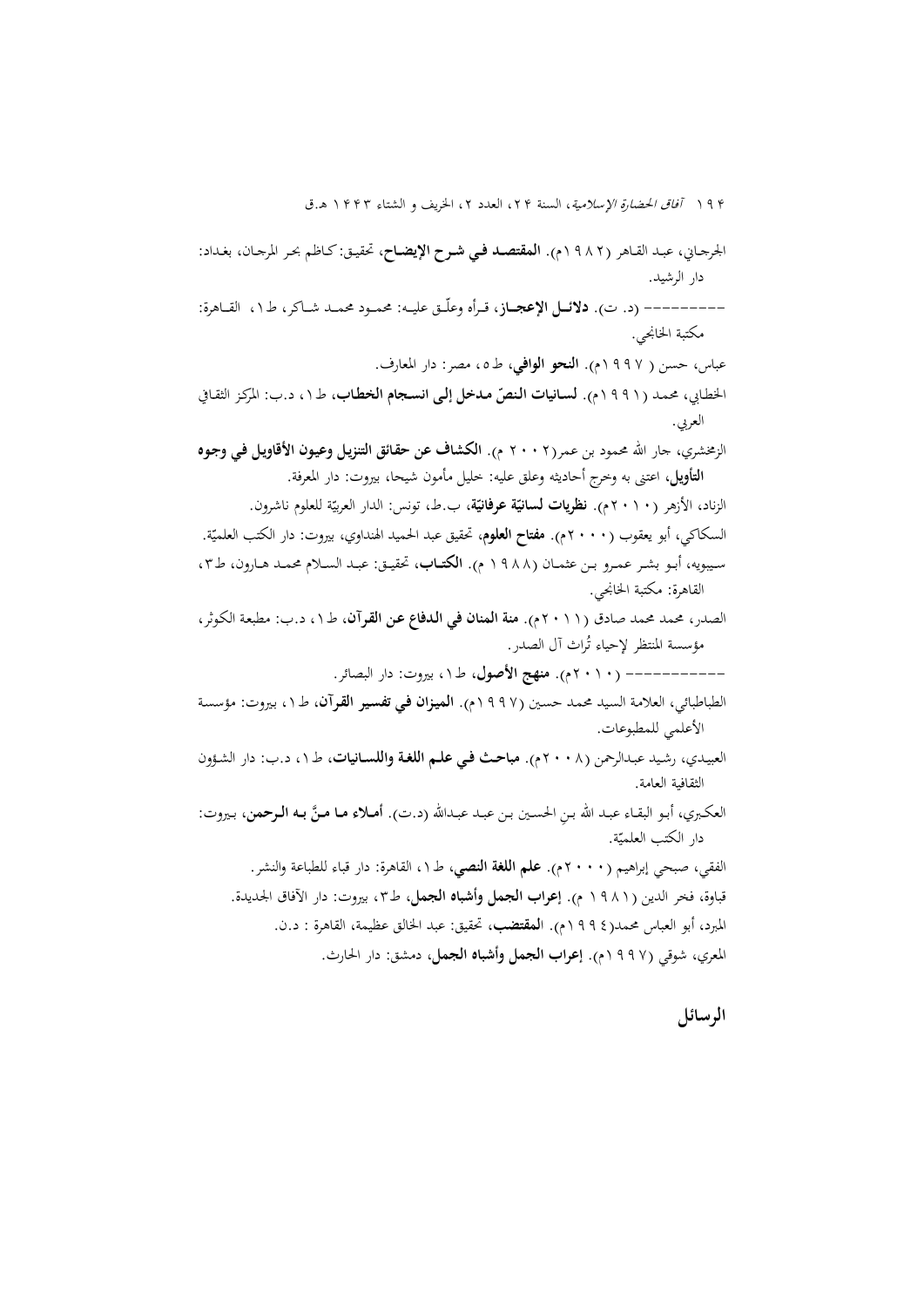الجرجاني، عبد القاهر (١٩٨٢م). **المقتصد في شرح الإيضاح**، تحقيق: كاظم بحر المرجان، بغداد: دار الرشيد.

---------- (د. ت). **دلائل الإعجاز**، قرأه وعلّق عليه: محمود محمد شاكر، ط١، القاهرة: مكتبة الخانجي.

عباس، حسن (١٩٩٧م). **النحو الوافي**، ط٥، مصر: دار المعارف.

الخطابي، محمد (١٩٩١م). **لسانيات النصّ مدخل إلى انسجام الخطاب**، ط١، د.ب: المركز الثقافي العربي.

الزمخشري، جار الله محمود بن عمر(٢٠٠٢ م). **الكشاف عن حقائق التنزيل وعيون الأقاويل في وجوه التأويل**، اعتنى به وخرج أحاديثه وعلق عليه: خليل مأمون شيحا، بيروت: دار المعرفة.

الزناد، الأزهر (٢٠١٠م). **نظريات لسانيّة عرفانيّة**، ب.ط، تونس: الدار العربيّة للعلوم ناشرون.

السكاكي، أبو يعقوب (٢٠٠٠م). **مفتاح العلوم**، تحقيق عبد الحميد الهنداوي، بيروت: دار الكتب العلميّة.

سيبويه، أبو بشر عمرو بن عثمان (١٩٨٨ م). **الكتاب**، تحقيق: عبد السلام محمد هارون، ط٣، القاهرة: مكتبة الخانجي.

الصدر، محمد محمد صادق (٢٠١١م). **منة المنان في الدفاع عن القرآن**، ط١، د.ب: مطبعة الكوثر، مؤسسة المنتظر لإحياء تُراث آل الصدر.

------------ (٢٠١٠م). **منهج الأصول**، ط١، بيروت: دار البصائر.

الطباطبائي، العلامة السيد محمد حسين (١٩٩٧م). **الميزان في تفسير القرآن**، ط١، بيروت: مؤسسة الأعلمي للمطبوعات.

العبيدي، رشيد عبدالرحمن (٢٠٠٨م). **مباحث في علم اللغة واللسانيات**، ط١، د.ب: دار الشؤون الثقافية العامة.

العكبري، أبو البقاء عبد الله بن الحسين بن عبد عبدالله (د.ت). **أملاء ما منَّ به الرحمن**، بيروت: دار الكتب العلميّة.

الفقي، صبحي إبراهيم (٢٠٠٠م). **علم اللغة النصي**، ط١، القاهرة: دار قباء للطباعة والنشر.

قباوة، فخر الدين (١٩٨١ م). **إعراب الجمل وأشباه الجمل**، ط٣، بيروت: دار الآفاق الجديدة.

المبرد، أبو العباس محمد(١٩٩٤م). **المقتضب**، تحقيق: عبد الخالق عظيمة، القاهرة : د.ن.

المعري، شوقي (١٩٩٧م). **إعراب الجمل وأشباه الجمل**، دمشق: دار الحارث.

## الرسائل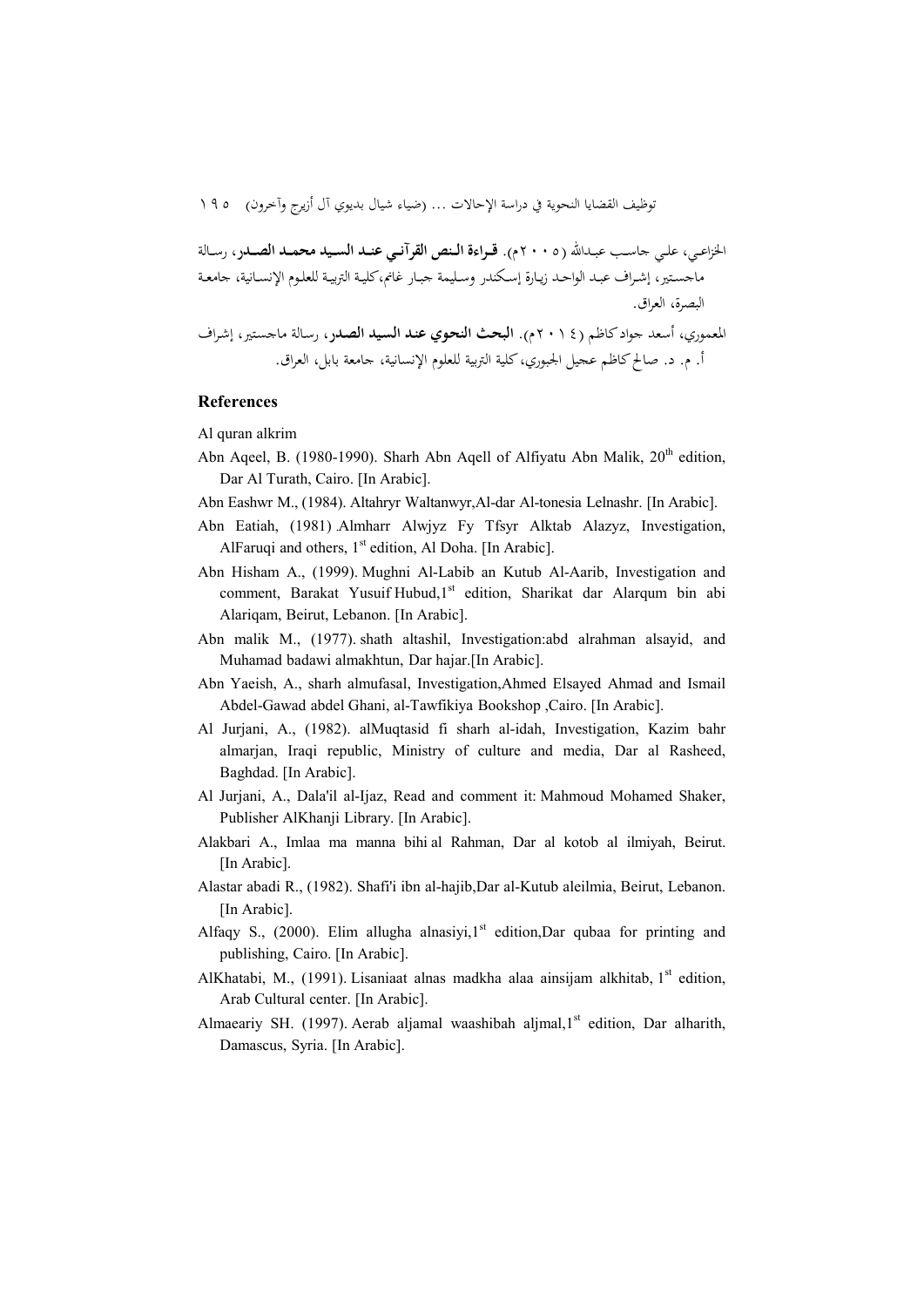الخزاعي، علي جاسب عبدالله (٢٠٠٥م). **قراءة النص القرآني عند السيد محمد الصدر**، رسالة ماجستير، إشراف عبد الواحد زيارة إسكندر وسليمة جبار غانم،كلية التربية للعلوم الإنسانية، جامعة البصرة، العراق.

المعموري، أسعد جواد كاظم (٢٠١٤م). **البحث النحوي عند السيد الصدر**، رسالة ماجستير، إشراف أ. م. د. صالح كاظم عجيل الجبوري، كلية التربية للعلوم الإنسانية، جامعة بابل، العراق.

## References

Al quran alkrim

Abn Aqeel, B. (1980-1990). Sharh Abn Aqell of Alfiyatu Abn Malik, 20th edition, Dar Al Turath, Cairo. [In Arabic].

Abn Eashwr M., (1984). Altahryr Waltanwyr,Al-dar Al-tonesia Lelnashr. [In Arabic].

Abn Eatiah, (1981) .Almharr Alwjyz Fy Tfsyr Alktab Alazyz, Investigation, AlFaruqi and others, 1st edition, Al Doha. [In Arabic].

Abn Hisham A., (1999). Mughni Al-Labib an Kutub Al-Aarib, Investigation and comment, Barakat Yusuif Hubud,1st edition, Sharikat dar Alarqum bin abi Alariqam, Beirut, Lebanon. [In Arabic].

Abn malik M., (1977). shath altashil, Investigation:abd alrahman alsayid, and Muhamad badawi almakhtun, Dar hajar.[In Arabic].

Abn Yaeish, A., sharh almufasal, Investigation,Ahmed Elsayed Ahmad and Ismail Abdel-Gawad abdel Ghani, al-Tawfikiya Bookshop ,Cairo. [In Arabic].

Al Jurjani, A., (1982). alMuqtasid fi sharh al-idah, Investigation, Kazim bahr almarjan, Iraqi republic, Ministry of culture and media, Dar al Rasheed, Baghdad. [In Arabic].

Al Jurjani, A., Dala'il al-Ijaz, Read and comment it: Mahmoud Mohamed Shaker, Publisher AlKhanji Library. [In Arabic].

Alakbari A., Imlaa ma manna bihi al Rahman, Dar al kotob al ilmiyah, Beirut. [In Arabic].

Alastar abadi R., (1982). Shafi'i ibn al-hajib,Dar al-Kutub aleilmia, Beirut, Lebanon. [In Arabic].

Alfaqy S., (2000). Elim allugha alnasiyi,1st edition,Dar qubaa for printing and publishing, Cairo. [In Arabic].

AlKhatabi, M., (1991). Lisaniaat alnas madkha alaa ainsijam alkhitab, 1st edition, Arab Cultural center. [In Arabic].

Almaeariy SH. (1997). Aerab aljamal waashibah aljmal,1st edition, Dar alharith, Damascus, Syria. [In Arabic].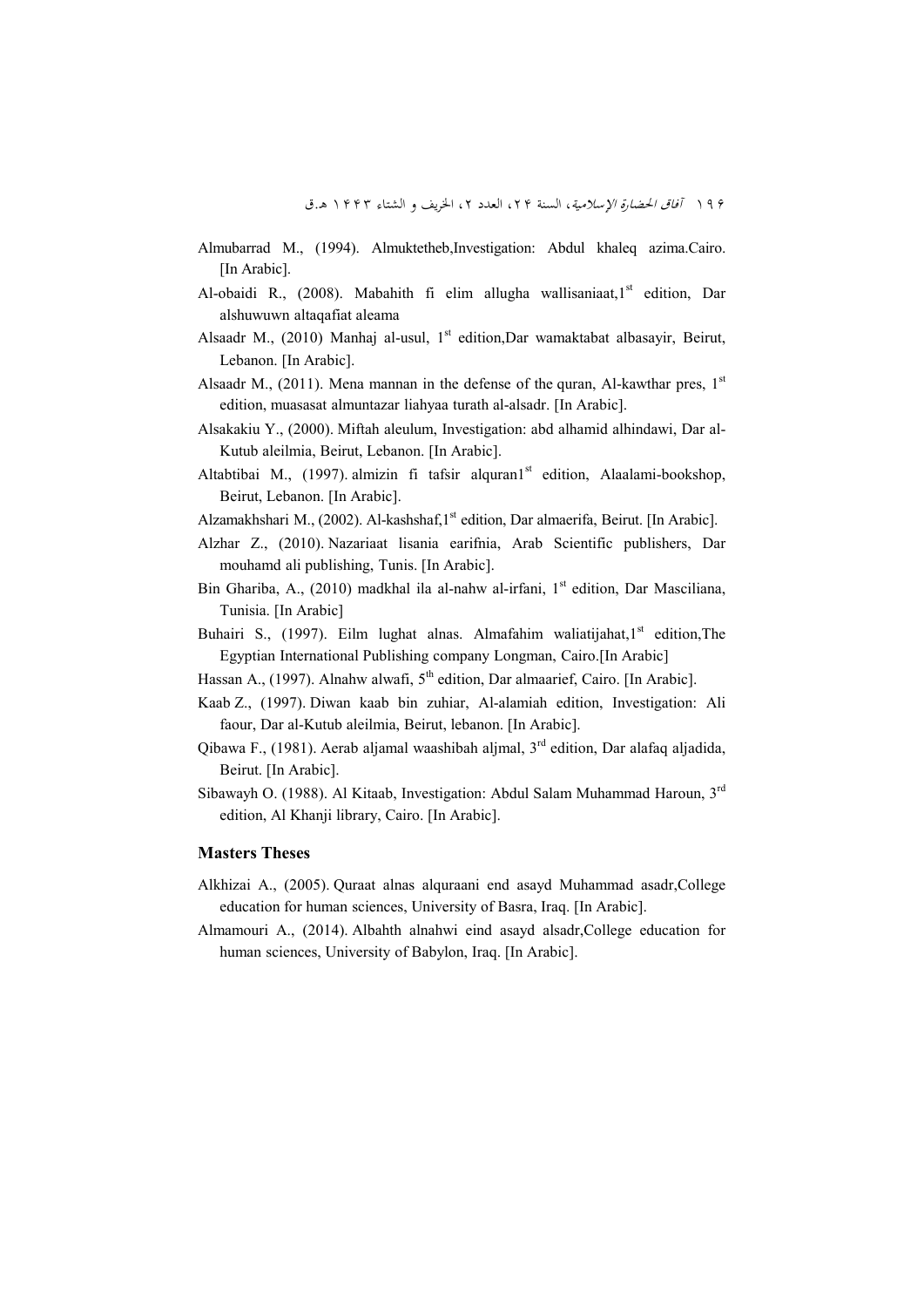Almubarrad M., (1994). Almuktetheb,Investigation: Abdul khaleq azima.Cairo. [In Arabic].

Al-obaidi R., (2008). Mabahith fi elim allugha wallisaniaat,1st edition, Dar alshuwuwn altaqafiat aleama

Alsaadr M., (2010) Manhaj al-usul, 1st edition,Dar wamaktabat albasayir, Beirut, Lebanon. [In Arabic].

Alsaadr M., (2011). Mena mannan in the defense of the quran, Al-kawthar pres, 1st edition, muasasat almuntazar liahyaa turath al-alsadr. [In Arabic].

Alsakakiu Y., (2000). Miftah aleulum, Investigation: abd alhamid alhindawi, Dar al-Kutub aleilmia, Beirut, Lebanon. [In Arabic].

Altabtibai M., (1997). almizin fi tafsir alquran1st edition, Alaalami-bookshop, Beirut, Lebanon. [In Arabic].

Alzamakhshari M., (2002). Al-kashshaf,1st edition, Dar almaerifa, Beirut. [In Arabic].

Alzhar Z., (2010). Nazariaat lisania earifnia, Arab Scientific publishers, Dar mouhamd ali publishing, Tunis. [In Arabic].

Bin Ghariba, A., (2010) madkhal ila al-nahw al-irfani, 1st edition, Dar Masciliana, Tunisia. [In Arabic]

Buhairi S., (1997). Eilm lughat alnas. Almafahim waliatijahat,1st edition,The Egyptian International Publishing company Longman, Cairo.[In Arabic]

Hassan A., (1997). Alnahw alwafi, 5th edition, Dar almaarief, Cairo. [In Arabic].

Kaab Z., (1997). Diwan kaab bin zuhiar, Al-alamiah edition, Investigation: Ali faour, Dar al-Kutub aleilmia, Beirut, lebanon. [In Arabic].

Qibawa F., (1981). Aerab aljamal waashibah aljmal, 3rd edition, Dar alafaq aljadida, Beirut. [In Arabic].

Sibawayh O. (1988). Al Kitaab, Investigation: Abdul Salam Muhammad Haroun, 3rd edition, Al Khanji library, Cairo. [In Arabic].

### Masters Theses

Alkhizai A., (2005). Quraat alnas alquraani end asayd Muhammad asadr,College education for human sciences, University of Basra, Iraq. [In Arabic].

Almamouri A., (2014). Albahth alnahwi eind asayd alsadr,College education for human sciences, University of Babylon, Iraq. [In Arabic].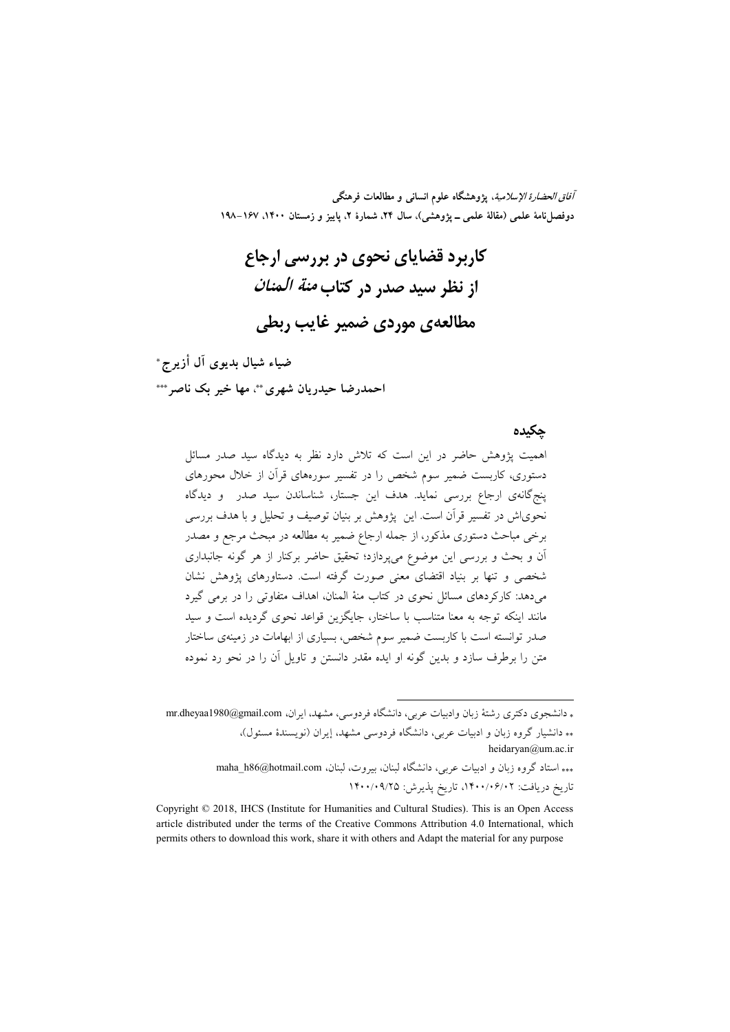# کاربرد قضایای نحوی در بررسی ارجاع از نظر سید صدر در کتاب *منة المنان* مطالعه‌ی موردی ضمیر غایب ربطی

**ضیاء شیال بدیوی آل أزیرج** *

**احمدرضا حیدریان شهری** **، **مها خیر بک ناصر** ***

## چکیده

اهمیت پژوهش حاضر در این است که تلاش دارد نظر به دیدگاه سید صدر مسائل دستوری، کاربست ضمیر سوم شخص را در تفسیر سوره‌های قرآن از خلال محورهای پنج‌گانه‌ی ارجاع بررسی نماید. هدف این جستار، شناساندن سید صدر و دیدگاه نحوی‌اش در تفسیر قرآن است. این پژوهش بر بنیان توصیف و تحلیل و با هدف بررسی برخی مباحث دستوری مذکور، از جمله ارجاع ضمیر به مطالعه در مبحث مرجع و مصدر آن و بحث و بررسی این موضوع می‌پردازد؛ تحقیق حاضر برکنار از هر گونه جانبداری شخصی و تنها بر بنیاد اقتضای معنی صورت گرفته است. دستاوردهای پژوهش نشان می‌دهد: کارکردهای مسائل نحوی در کتاب منة المنان، اهداف متفاوتی را در برمی گیرد مانند اینکه توجه به معنا متناسب با ساختار، جایگزین قواعد نحوی گردیده است و سید صدر توانسته است با کاربست ضمیر سوم شخص، بسیاری از ابهامات در زمینه‌ی ساختار متن را برطرف سازد و بدین گونه او ایده مقدر دانستن و تاویل آن را در نحو رد نموده

---

* دانشجوی دکتری رشتهٔ زبان وادبیات عربی، دانشگاه فردوسی، مشهد، ایران، mr.dheyaa1980@gmail.com

** دانشیار گروه زبان و ادبیات عربی، دانشگاه فردوسی مشهد، ایران (نویسندهٔ مسئول)، heidaryan@um.ac.ir

*** استاد گروه زبان و ادبیات عربی، دانشگاه لبنان، بیروت، لبنان، maha_h86@hotmail.com

تاریخ دریافت: ۱۴۰۰/۰۶/۰۲، تاریخ پذیرش: ۱۴۰۰/۰۹/۲۵

Copyright © 2018, IHCS (Institute for Humanities and Cultural Studies). This is an Open Access article distributed under the terms of the Creative Commons Attribution 4.0 International, which permits others to download this work, share it with others and Adapt the material for any purpose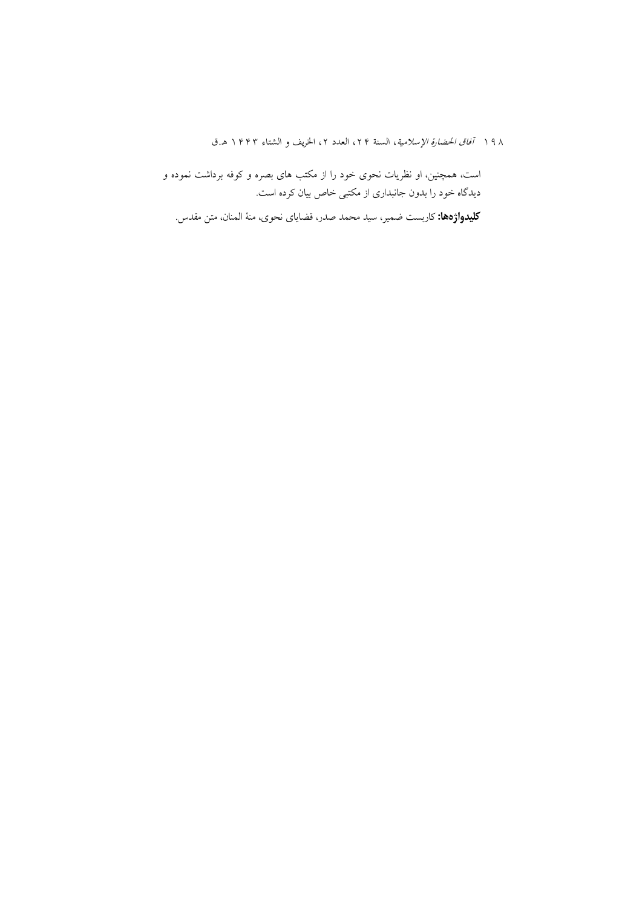است، همچنین، او نظریات نحوی خود را از مکتب های بصره و کوفه برداشت نموده و دیدگاه خود را بدون جانبداری از مکتبی خاص بیان کرده است.

**کلیدواژه‌ها:** کاربست ضمیر، سید محمد صدر، قضایای نحوی، منة المنان، متن مقدس.